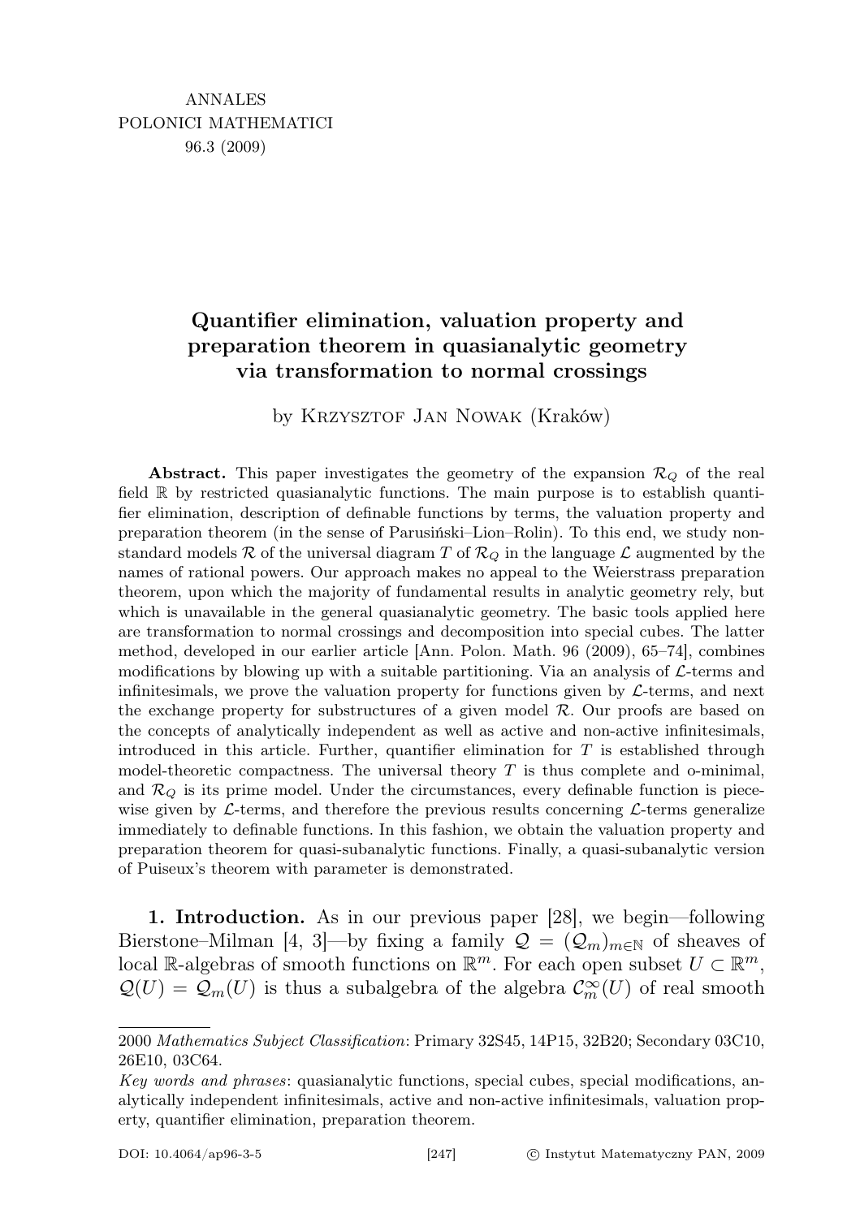ANNALES
POLONICI MATHEMATICI
96.3 (2009)

# Quantifier elimination, valuation property and preparation theorem in quasianalytic geometry via transformation to normal crossings

by Krzysztof Jan Nowak (Kraków)

**Abstract.** This paper investigates the geometry of the expansion $\mathcal{R}_Q$ of the real field $\mathbb{R}$ by restricted quasianalytic functions. The main purpose is to establish quantifier elimination, description of definable functions by terms, the valuation property and preparation theorem (in the sense of Parusiński–Lion–Rolin). To this end, we study nonstandard models $\mathcal{R}$ of the universal diagram $T$ of $\mathcal{R}_Q$ in the language $\mathcal{L}$ augmented by the names of rational powers. Our approach makes no appeal to the Weierstrass preparation theorem, upon which the majority of fundamental results in analytic geometry rely, but which is unavailable in the general quasianalytic geometry. The basic tools applied here are transformation to normal crossings and decomposition into special cubes. The latter method, developed in our earlier article [Ann. Polon. Math. 96 (2009), 65–74], combines modifications by blowing up with a suitable partitioning. Via an analysis of $\mathcal{L}$-terms and infinitesimals, we prove the valuation property for functions given by $\mathcal{L}$-terms, and next the exchange property for substructures of a given model $\mathcal{R}$. Our proofs are based on the concepts of analytically independent as well as active and non-active infinitesimals, introduced in this article. Further, quantifier elimination for $T$ is established through model-theoretic compactness. The universal theory $T$ is thus complete and o-minimal, and $\mathcal{R}_Q$ is its prime model. Under the circumstances, every definable function is piecewise given by $\mathcal{L}$-terms, and therefore the previous results concerning $\mathcal{L}$-terms generalize immediately to definable functions. In this fashion, we obtain the valuation property and preparation theorem for quasi-subanalytic functions. Finally, a quasi-subanalytic version of Puiseux's theorem with parameter is demonstrated.

**1. Introduction.** As in our previous paper [28], we begin—following Bierstone–Milman [4, 3]—by fixing a family $\mathcal{Q} = (\mathcal{Q}_m)_{m\in\mathbb{N}}$ of sheaves of local $\mathbb{R}$-algebras of smooth functions on $\mathbb{R}^m$. For each open subset $U \subset \mathbb{R}^m$, $\mathcal{Q}(U) = \mathcal{Q}_m(U)$ is thus a subalgebra of the algebra $\mathcal{C}^\infty_m(U)$ of real smooth

2000 *Mathematics Subject Classification*: Primary 32S45, 14P15, 32B20; Secondary 03C10, 26E10, 03C64.

*Key words and phrases*: quasianalytic functions, special cubes, special modifications, analytically independent infinitesimals, active and non-active infinitesimals, valuation property, quantifier elimination, preparation theorem.

DOI: 10.4064/ap96-3-5 © Instytut Matematyczny PAN, 2009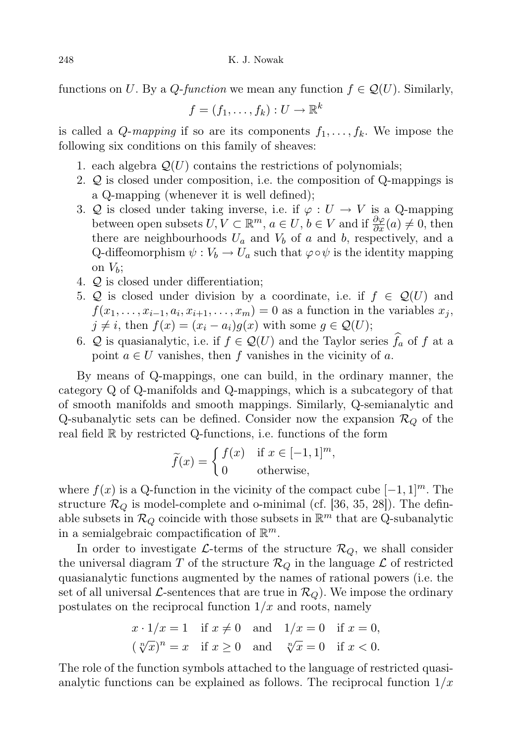functions on $U$. By a *Q-function* we mean any function $f \in \mathcal{Q}(U)$. Similarly,

$$f = (f_1, \ldots, f_k) : U \to \mathbb{R}^k$$

is called a *Q-mapping* if so are its components $f_1, \ldots, f_k$. We impose the following six conditions on this family of sheaves:

1. each algebra $\mathcal{Q}(U)$ contains the restrictions of polynomials;
2. $\mathcal{Q}$ is closed under composition, i.e. the composition of Q-mappings is a Q-mapping (whenever it is well defined);
3. $\mathcal{Q}$ is closed under taking inverse, i.e. if $\varphi : U \to V$ is a Q-mapping between open subsets $U, V \subset \mathbb{R}^m$, $a \in U$, $b \in V$ and if $\frac{\partial \varphi}{\partial x}(a) \neq 0$, then there are neighbourhoods $U_a$ and $V_b$ of $a$ and $b$, respectively, and a Q-diffeomorphism $\psi : V_b \to U_a$ such that $\varphi \circ \psi$ is the identity mapping on $V_b$;
4. $\mathcal{Q}$ is closed under differentiation;
5. $\mathcal{Q}$ is closed under division by a coordinate, i.e. if $f \in \mathcal{Q}(U)$ and $f(x_1, \ldots, x_{i-1}, a_i, x_{i+1}, \ldots, x_m) = 0$ as a function in the variables $x_j$, $j \neq i$, then $f(x) = (x_i - a_i)g(x)$ with some $g \in \mathcal{Q}(U)$;
6. $\mathcal{Q}$ is quasianalytic, i.e. if $f \in \mathcal{Q}(U)$ and the Taylor series $\widehat{f}_a$ of $f$ at a point $a \in U$ vanishes, then $f$ vanishes in the vicinity of $a$.

By means of Q-mappings, one can build, in the ordinary manner, the category Q of Q-manifolds and Q-mappings, which is a subcategory of that of smooth manifolds and smooth mappings. Similarly, Q-semianalytic and Q-subanalytic sets can be defined. Consider now the expansion $\mathcal{R}_Q$ of the real field $\mathbb{R}$ by restricted Q-functions, i.e. functions of the form

$$\widetilde{f}(x) = \begin{cases} f(x) & \text{if } x \in [-1,1]^m, \\ 0 & \text{otherwise,} \end{cases}$$

where $f(x)$ is a Q-function in the vicinity of the compact cube $[-1,1]^m$. The structure $\mathcal{R}_Q$ is model-complete and o-minimal (cf. [36, 35, 28]). The definable subsets in $\mathcal{R}_Q$ coincide with those subsets in $\mathbb{R}^m$ that are Q-subanalytic in a semialgebraic compactification of $\mathbb{R}^m$.

In order to investigate $\mathcal{L}$-terms of the structure $\mathcal{R}_Q$, we shall consider the universal diagram $T$ of the structure $\mathcal{R}_Q$ in the language $\mathcal{L}$ of restricted quasianalytic functions augmented by the names of rational powers (i.e. the set of all universal $\mathcal{L}$-sentences that are true in $\mathcal{R}_Q$). We impose the ordinary postulates on the reciprocal function $1/x$ and roots, namely

$$x \cdot 1/x = 1 \quad \text{if } x \neq 0 \quad \text{and} \quad 1/x = 0 \quad \text{if } x = 0,$$
$$(\sqrt[n]{x})^n = x \quad \text{if } x \geq 0 \quad \text{and} \quad \sqrt[n]{x} = 0 \quad \text{if } x < 0.$$

The role of the function symbols attached to the language of restricted quasianalytic functions can be explained as follows. The reciprocal function $1/x$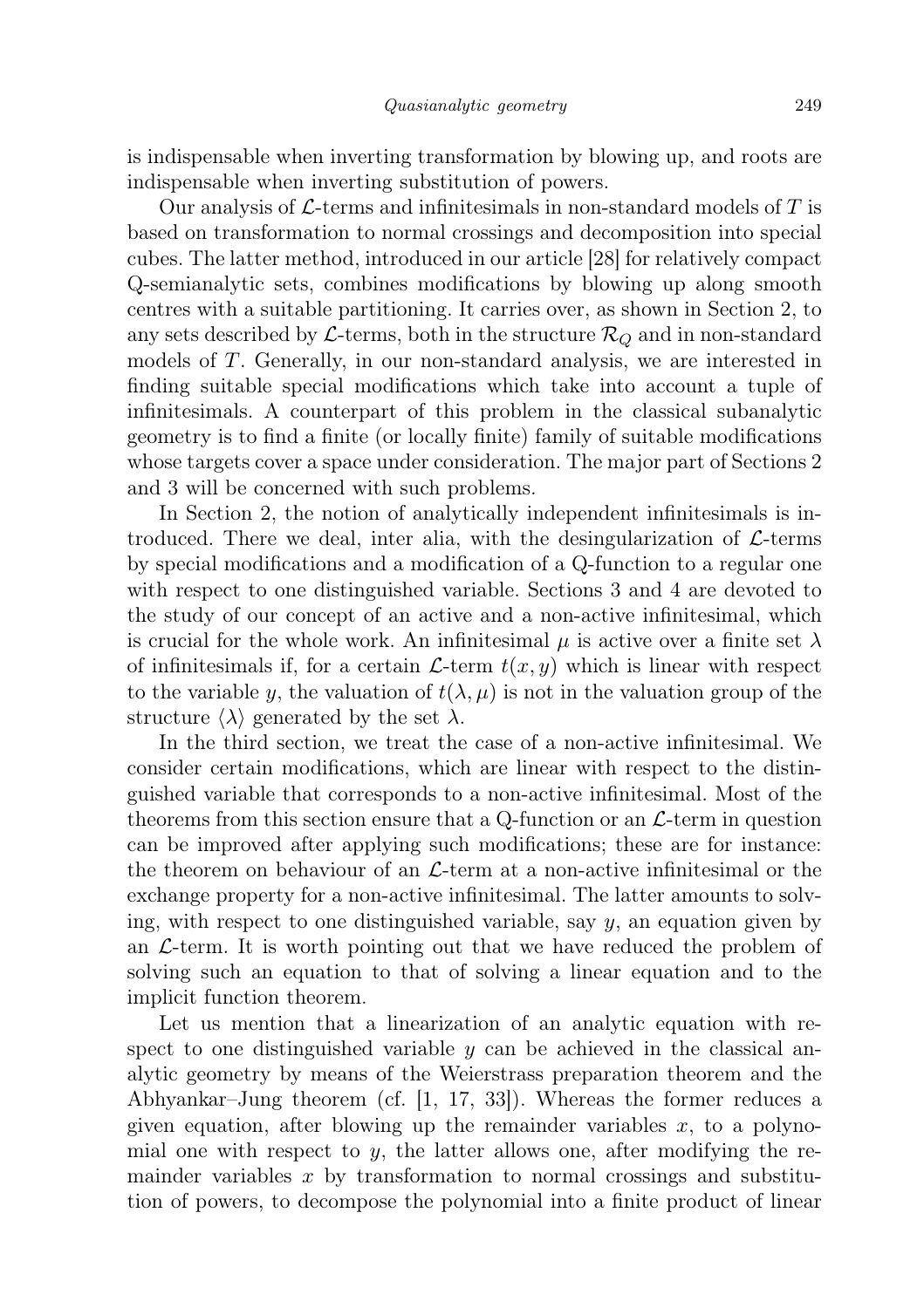is indispensable when inverting transformation by blowing up, and roots are indispensable when inverting substitution of powers.

Our analysis of $\mathcal{L}$-terms and infinitesimals in non-standard models of $T$ is based on transformation to normal crossings and decomposition into special cubes. The latter method, introduced in our article [28] for relatively compact Q-semianalytic sets, combines modifications by blowing up along smooth centres with a suitable partitioning. It carries over, as shown in Section 2, to any sets described by $\mathcal{L}$-terms, both in the structure $\mathcal{R}_Q$ and in non-standard models of $T$. Generally, in our non-standard analysis, we are interested in finding suitable special modifications which take into account a tuple of infinitesimals. A counterpart of this problem in the classical subanalytic geometry is to find a finite (or locally finite) family of suitable modifications whose targets cover a space under consideration. The major part of Sections 2 and 3 will be concerned with such problems.

In Section 2, the notion of analytically independent infinitesimals is introduced. There we deal, inter alia, with the desingularization of $\mathcal{L}$-terms by special modifications and a modification of a Q-function to a regular one with respect to one distinguished variable. Sections 3 and 4 are devoted to the study of our concept of an active and a non-active infinitesimal, which is crucial for the whole work. An infinitesimal $\mu$ is active over a finite set $\lambda$ of infinitesimals if, for a certain $\mathcal{L}$-term $t(x, y)$ which is linear with respect to the variable $y$, the valuation of $t(\lambda, \mu)$ is not in the valuation group of the structure $\langle\lambda\rangle$ generated by the set $\lambda$.

In the third section, we treat the case of a non-active infinitesimal. We consider certain modifications, which are linear with respect to the distinguished variable that corresponds to a non-active infinitesimal. Most of the theorems from this section ensure that a Q-function or an $\mathcal{L}$-term in question can be improved after applying such modifications; these are for instance: the theorem on behaviour of an $\mathcal{L}$-term at a non-active infinitesimal or the exchange property for a non-active infinitesimal. The latter amounts to solving, with respect to one distinguished variable, say $y$, an equation given by an $\mathcal{L}$-term. It is worth pointing out that we have reduced the problem of solving such an equation to that of solving a linear equation and to the implicit function theorem.

Let us mention that a linearization of an analytic equation with respect to one distinguished variable $y$ can be achieved in the classical analytic geometry by means of the Weierstrass preparation theorem and the Abhyankar–Jung theorem (cf. [1, 17, 33]). Whereas the former reduces a given equation, after blowing up the remainder variables $x$, to a polynomial one with respect to $y$, the latter allows one, after modifying the remainder variables $x$ by transformation to normal crossings and substitution of powers, to decompose the polynomial into a finite product of linear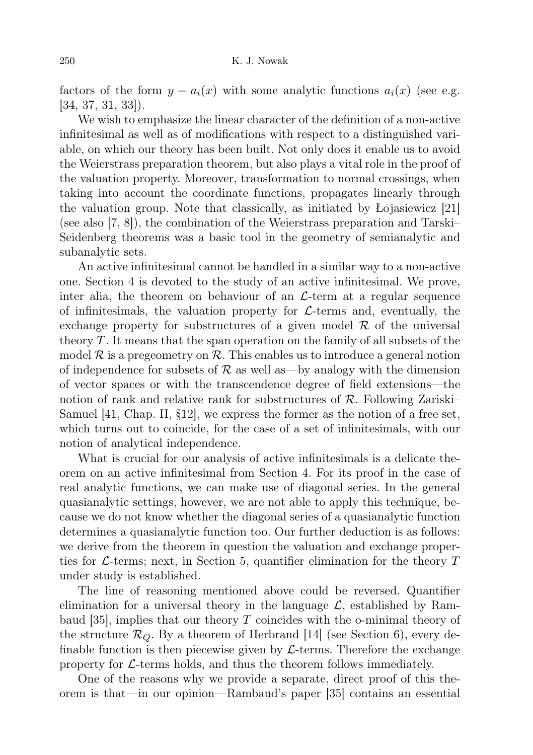factors of the form $y - a_i(x)$ with some analytic functions $a_i(x)$ (see e.g. [34, 37, 31, 33]).

We wish to emphasize the linear character of the definition of a non-active infinitesimal as well as of modifications with respect to a distinguished variable, on which our theory has been built. Not only does it enable us to avoid the Weierstrass preparation theorem, but also plays a vital role in the proof of the valuation property. Moreover, transformation to normal crossings, when taking into account the coordinate functions, propagates linearly through the valuation group. Note that classically, as initiated by Łojasiewicz [21] (see also [7, 8]), the combination of the Weierstrass preparation and Tarski–Seidenberg theorems was a basic tool in the geometry of semianalytic and subanalytic sets.

An active infinitesimal cannot be handled in a similar way to a non-active one. Section 4 is devoted to the study of an active infinitesimal. We prove, inter alia, the theorem on behaviour of an $\mathcal{L}$-term at a regular sequence of infinitesimals, the valuation property for $\mathcal{L}$-terms and, eventually, the exchange property for substructures of a given model $\mathcal{R}$ of the universal theory $T$. It means that the span operation on the family of all subsets of the model $\mathcal{R}$ is a pregeometry on $\mathcal{R}$. This enables us to introduce a general notion of independence for subsets of $\mathcal{R}$ as well as—by analogy with the dimension of vector spaces or with the transcendence degree of field extensions—the notion of rank and relative rank for substructures of $\mathcal{R}$. Following Zariski–Samuel [41, Chap. II, §12], we express the former as the notion of a free set, which turns out to coincide, for the case of a set of infinitesimals, with our notion of analytical independence.

What is crucial for our analysis of active infinitesimals is a delicate theorem on an active infinitesimal from Section 4. For its proof in the case of real analytic functions, we can make use of diagonal series. In the general quasianalytic settings, however, we are not able to apply this technique, because we do not know whether the diagonal series of a quasianalytic function determines a quasianalytic function too. Our further deduction is as follows: we derive from the theorem in question the valuation and exchange properties for $\mathcal{L}$-terms; next, in Section 5, quantifier elimination for the theory $T$ under study is established.

The line of reasoning mentioned above could be reversed. Quantifier elimination for a universal theory in the language $\mathcal{L}$, established by Rambaud [35], implies that our theory $T$ coincides with the o-minimal theory of the structure $\mathcal{R}_Q$. By a theorem of Herbrand [14] (see Section 6), every definable function is then piecewise given by $\mathcal{L}$-terms. Therefore the exchange property for $\mathcal{L}$-terms holds, and thus the theorem follows immediately.

One of the reasons why we provide a separate, direct proof of this theorem is that—in our opinion—Rambaud's paper [35] contains an essential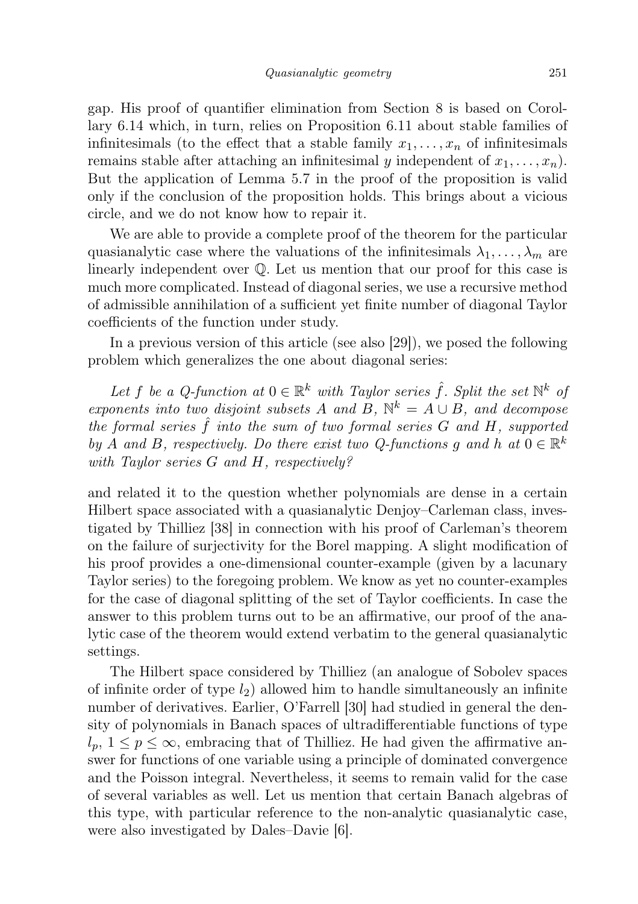gap. His proof of quantifier elimination from Section 8 is based on Corollary 6.14 which, in turn, relies on Proposition 6.11 about stable families of infinitesimals (to the effect that a stable family $x_1, \dots, x_n$ of infinitesimals remains stable after attaching an infinitesimal $y$ independent of $x_1, \dots, x_n$). But the application of Lemma 5.7 in the proof of the proposition is valid only if the conclusion of the proposition holds. This brings about a vicious circle, and we do not know how to repair it.

We are able to provide a complete proof of the theorem for the particular quasianalytic case where the valuations of the infinitesimals $\lambda_1, \dots, \lambda_m$ are linearly independent over $\mathbb{Q}$. Let us mention that our proof for this case is much more complicated. Instead of diagonal series, we use a recursive method of admissible annihilation of a sufficient yet finite number of diagonal Taylor coefficients of the function under study.

In a previous version of this article (see also [29]), we posed the following problem which generalizes the one about diagonal series:

*Let $f$ be a Q-function at $0 \in \mathbb{R}^k$ with Taylor series $\hat{f}$. Split the set $\mathbb{N}^k$ of exponents into two disjoint subsets $A$ and $B$, $\mathbb{N}^k = A \cup B$, and decompose the formal series $\hat{f}$ into the sum of two formal series $G$ and $H$, supported by $A$ and $B$, respectively. Do there exist two Q-functions $g$ and $h$ at $0 \in \mathbb{R}^k$ with Taylor series $G$ and $H$, respectively?*

and related it to the question whether polynomials are dense in a certain Hilbert space associated with a quasianalytic Denjoy–Carleman class, investigated by Thilliez [38] in connection with his proof of Carleman's theorem on the failure of surjectivity for the Borel mapping. A slight modification of his proof provides a one-dimensional counter-example (given by a lacunary Taylor series) to the foregoing problem. We know as yet no counter-examples for the case of diagonal splitting of the set of Taylor coefficients. In case the answer to this problem turns out to be an affirmative, our proof of the analytic case of the theorem would extend verbatim to the general quasianalytic settings.

The Hilbert space considered by Thilliez (an analogue of Sobolev spaces of infinite order of type $l_2$) allowed him to handle simultaneously an infinite number of derivatives. Earlier, O'Farrell [30] had studied in general the density of polynomials in Banach spaces of ultradifferentiable functions of type $l_p$, $1 \le p \le \infty$, embracing that of Thilliez. He had given the affirmative answer for functions of one variable using a principle of dominated convergence and the Poisson integral. Nevertheless, it seems to remain valid for the case of several variables as well. Let us mention that certain Banach algebras of this type, with particular reference to the non-analytic quasianalytic case, were also investigated by Dales–Davie [6].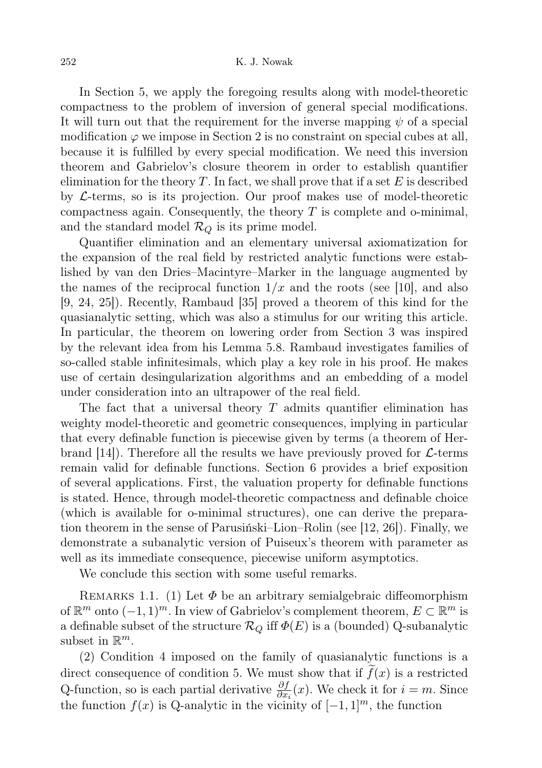In Section 5, we apply the foregoing results along with model-theoretic compactness to the problem of inversion of general special modifications. It will turn out that the requirement for the inverse mapping $\psi$ of a special modification $\varphi$ we impose in Section 2 is no constraint on special cubes at all, because it is fulfilled by every special modification. We need this inversion theorem and Gabrielov's closure theorem in order to establish quantifier elimination for the theory $T$. In fact, we shall prove that if a set $E$ is described by $\mathcal{L}$-terms, so is its projection. Our proof makes use of model-theoretic compactness again. Consequently, the theory $T$ is complete and o-minimal, and the standard model $\mathcal{R}_Q$ is its prime model.

Quantifier elimination and an elementary universal axiomatization for the expansion of the real field by restricted analytic functions were established by van den Dries–Macintyre–Marker in the language augmented by the names of the reciprocal function $1/x$ and the roots (see [10], and also [9, 24, 25]). Recently, Rambaud [35] proved a theorem of this kind for the quasianalytic setting, which was also a stimulus for our writing this article. In particular, the theorem on lowering order from Section 3 was inspired by the relevant idea from his Lemma 5.8. Rambaud investigates families of so-called stable infinitesimals, which play a key role in his proof. He makes use of certain desingularization algorithms and an embedding of a model under consideration into an ultrapower of the real field.

The fact that a universal theory $T$ admits quantifier elimination has weighty model-theoretic and geometric consequences, implying in particular that every definable function is piecewise given by terms (a theorem of Herbrand [14]). Therefore all the results we have previously proved for $\mathcal{L}$-terms remain valid for definable functions. Section 6 provides a brief exposition of several applications. First, the valuation property for definable functions is stated. Hence, through model-theoretic compactness and definable choice (which is available for o-minimal structures), one can derive the preparation theorem in the sense of Parusiński–Lion–Rolin (see [12, 26]). Finally, we demonstrate a subanalytic version of Puiseux's theorem with parameter as well as its immediate consequence, piecewise uniform asymptotics.

We conclude this section with some useful remarks.

Remarks 1.1. (1) Let $\Phi$ be an arbitrary semialgebraic diffeomorphism of $\mathbb{R}^m$ onto $(-1,1)^m$. In view of Gabrielov's complement theorem, $E \subset \mathbb{R}^m$ is a definable subset of the structure $\mathcal{R}_Q$ iff $\Phi(E)$ is a (bounded) Q-subanalytic subset in $\mathbb{R}^m$.

(2) Condition 4 imposed on the family of quasianalytic functions is a direct consequence of condition 5. We must show that if $\widetilde{f}(x)$ is a restricted Q-function, so is each partial derivative $\frac{\partial f}{\partial x_i}(x)$. We check it for $i = m$. Since the function $f(x)$ is Q-analytic in the vicinity of $[-1,1]^m$, the function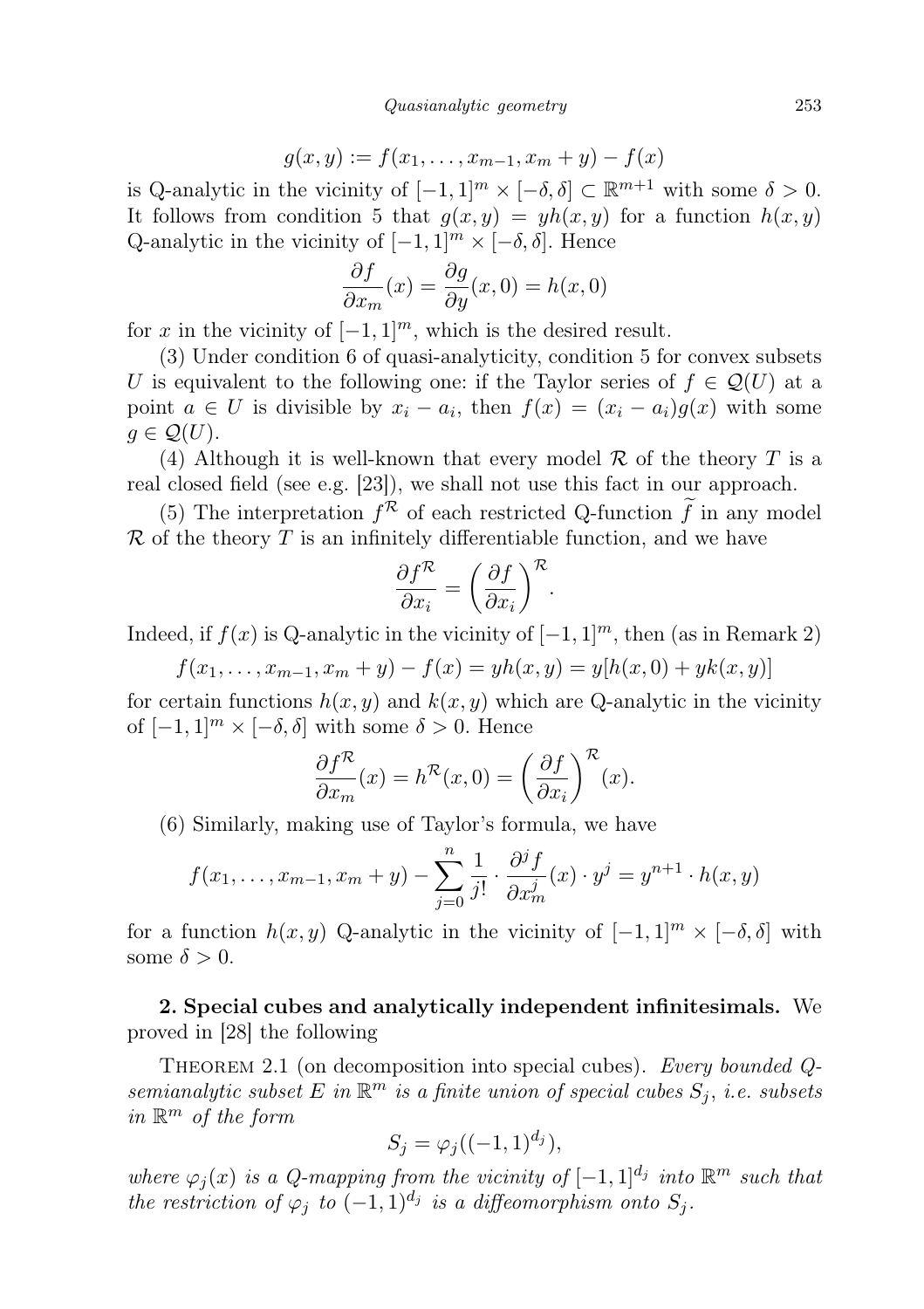$$g(x, y) := f(x_1, \ldots, x_{m-1}, x_m + y) - f(x)$$

is Q-analytic in the vicinity of $[-1,1]^m \times [-\delta, \delta] \subset \mathbb{R}^{m+1}$ with some $\delta > 0$. It follows from condition 5 that $g(x, y) = yh(x, y)$ for a function $h(x, y)$ Q-analytic in the vicinity of $[-1,1]^m \times [-\delta, \delta]$. Hence

$$\frac{\partial f}{\partial x_m}(x) = \frac{\partial g}{\partial y}(x, 0) = h(x, 0)$$

for $x$ in the vicinity of $[-1,1]^m$, which is the desired result.

(3) Under condition 6 of quasi-analyticity, condition 5 for convex subsets $U$ is equivalent to the following one: if the Taylor series of $f \in \mathcal{Q}(U)$ at a point $a \in U$ is divisible by $x_i - a_i$, then $f(x) = (x_i - a_i)g(x)$ with some $g \in \mathcal{Q}(U)$.

(4) Although it is well-known that every model $\mathcal{R}$ of the theory $T$ is a real closed field (see e.g. [23]), we shall not use this fact in our approach.

(5) The interpretation $f^{\mathcal{R}}$ of each restricted Q-function $\widetilde{f}$ in any model $\mathcal{R}$ of the theory $T$ is an infinitely differentiable function, and we have

$$\frac{\partial f^{\mathcal{R}}}{\partial x_i} = \left(\frac{\partial f}{\partial x_i}\right)^{\mathcal{R}}.$$

Indeed, if $f(x)$ is Q-analytic in the vicinity of $[-1,1]^m$, then (as in Remark 2)

$$f(x_1, \ldots, x_{m-1}, x_m + y) - f(x) = yh(x, y) = y[h(x, 0) + yk(x, y)]$$

for certain functions $h(x, y)$ and $k(x, y)$ which are Q-analytic in the vicinity of $[-1,1]^m \times [-\delta, \delta]$ with some $\delta > 0$. Hence

$$\frac{\partial f^{\mathcal{R}}}{\partial x_m}(x) = h^{\mathcal{R}}(x, 0) = \left(\frac{\partial f}{\partial x_i}\right)^{\mathcal{R}}(x).$$

(6) Similarly, making use of Taylor's formula, we have

$$f(x_1, \ldots, x_{m-1}, x_m + y) - \sum_{j=0}^{n} \frac{1}{j!} \cdot \frac{\partial^j f}{\partial x_m^j}(x) \cdot y^j = y^{n+1} \cdot h(x, y)$$

for a function $h(x, y)$ Q-analytic in the vicinity of $[-1,1]^m \times [-\delta, \delta]$ with some $\delta > 0$.

**2. Special cubes and analytically independent infinitesimals.** We proved in [28] the following

Theorem 2.1 (on decomposition into special cubes). *Every bounded Q-semianalytic subset $E$ in $\mathbb{R}^m$ is a finite union of special cubes $S_j$, i.e. subsets in $\mathbb{R}^m$ of the form*

$$S_j = \varphi_j((-1,1)^{d_j}),$$

*where $\varphi_j(x)$ is a Q-mapping from the vicinity of $[-1,1]^{d_j}$ into $\mathbb{R}^m$ such that the restriction of $\varphi_j$ to $(-1,1)^{d_j}$ is a diffeomorphism onto $S_j$.*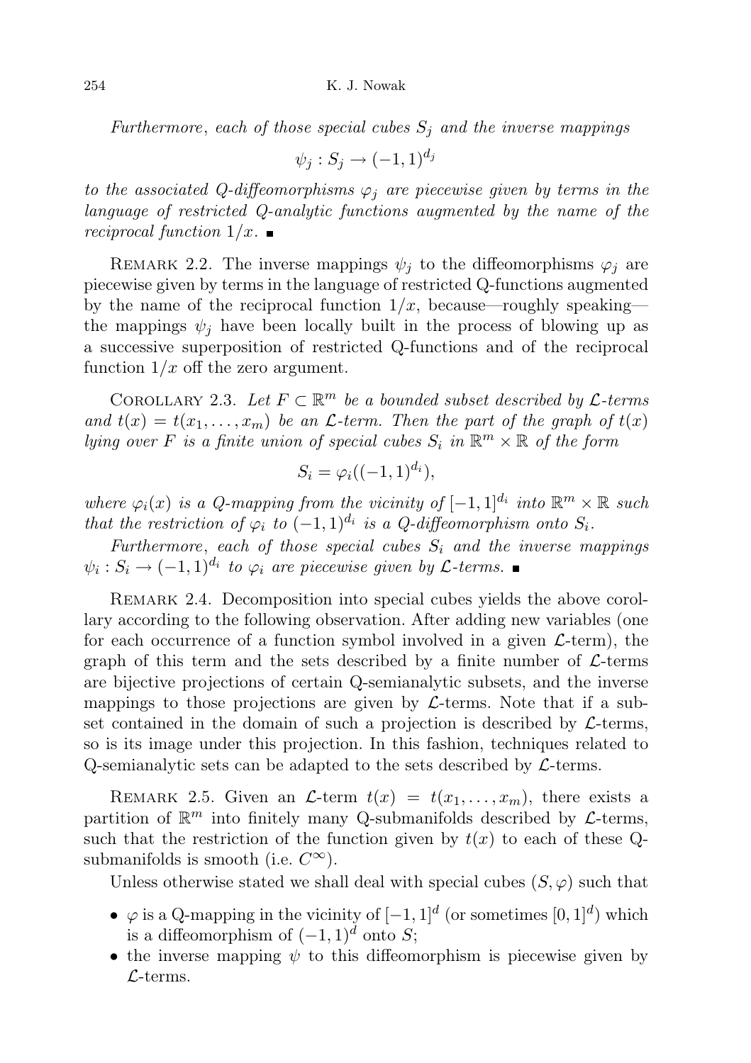*Furthermore, each of those special cubes $S_j$ and the inverse mappings*

$$\psi_j : S_j \to (-1, 1)^{d_j}$$

*to the associated Q-diffeomorphisms $\varphi_j$ are piecewise given by terms in the language of restricted Q-analytic functions augmented by the name of the reciprocal function $1/x$.* ∎

Remark 2.2. The inverse mappings $\psi_j$ to the diffeomorphisms $\varphi_j$ are piecewise given by terms in the language of restricted Q-functions augmented by the name of the reciprocal function $1/x$, because—roughly speaking—the mappings $\psi_j$ have been locally built in the process of blowing up as a successive superposition of restricted Q-functions and of the reciprocal function $1/x$ off the zero argument.

Corollary 2.3. *Let $F \subset \mathbb{R}^m$ be a bounded subset described by $\mathcal{L}$-terms and $t(x) = t(x_1, \ldots, x_m)$ be an $\mathcal{L}$-term. Then the part of the graph of $t(x)$ lying over $F$ is a finite union of special cubes $S_i$ in $\mathbb{R}^m \times \mathbb{R}$ of the form*

$$S_i = \varphi_i((-1, 1)^{d_i}),$$

*where $\varphi_i(x)$ is a Q-mapping from the vicinity of $[-1, 1]^{d_i}$ into $\mathbb{R}^m \times \mathbb{R}$ such that the restriction of $\varphi_i$ to $(-1, 1)^{d_i}$ is a Q-diffeomorphism onto $S_i$.*

*Furthermore, each of those special cubes $S_i$ and the inverse mappings $\psi_i : S_i \to (-1, 1)^{d_i}$ to $\varphi_i$ are piecewise given by $\mathcal{L}$-terms.* ∎

Remark 2.4. Decomposition into special cubes yields the above corollary according to the following observation. After adding new variables (one for each occurrence of a function symbol involved in a given $\mathcal{L}$-term), the graph of this term and the sets described by a finite number of $\mathcal{L}$-terms are bijective projections of certain Q-semianalytic subsets, and the inverse mappings to those projections are given by $\mathcal{L}$-terms. Note that if a subset contained in the domain of such a projection is described by $\mathcal{L}$-terms, so is its image under this projection. In this fashion, techniques related to Q-semianalytic sets can be adapted to the sets described by $\mathcal{L}$-terms.

Remark 2.5. Given an $\mathcal{L}$-term $t(x) = t(x_1, \ldots, x_m)$, there exists a partition of $\mathbb{R}^m$ into finitely many Q-submanifolds described by $\mathcal{L}$-terms, such that the restriction of the function given by $t(x)$ to each of these Q-submanifolds is smooth (i.e. $C^\infty$).

Unless otherwise stated we shall deal with special cubes $(S, \varphi)$ such that

- $\varphi$ is a Q-mapping in the vicinity of $[-1, 1]^d$ (or sometimes $[0, 1]^d$) which is a diffeomorphism of $(-1, 1)^d$ onto $S$;
- the inverse mapping $\psi$ to this diffeomorphism is piecewise given by $\mathcal{L}$-terms.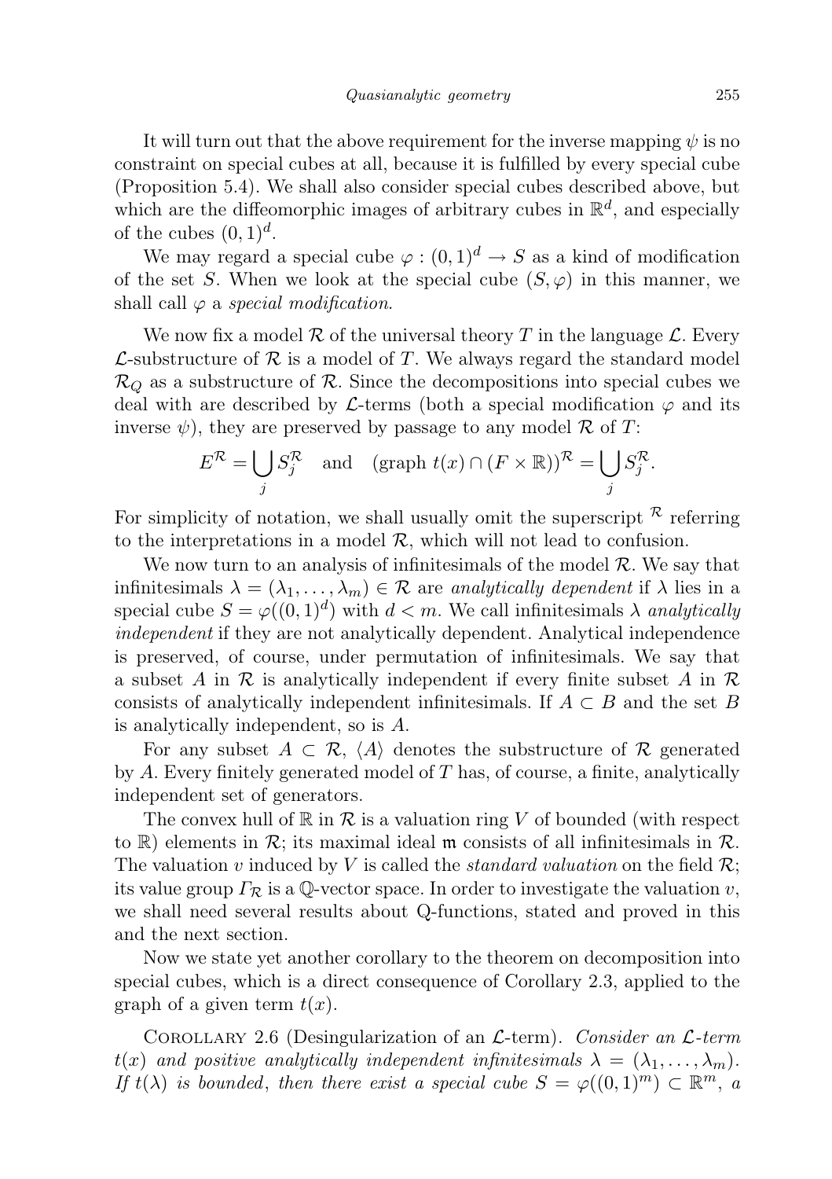It will turn out that the above requirement for the inverse mapping $\psi$ is no constraint on special cubes at all, because it is fulfilled by every special cube (Proposition 5.4). We shall also consider special cubes described above, but which are the diffeomorphic images of arbitrary cubes in $\mathbb{R}^d$, and especially of the cubes $(0,1)^d$.

We may regard a special cube $\varphi : (0,1)^d \to S$ as a kind of modification of the set $S$. When we look at the special cube $(S, \varphi)$ in this manner, we shall call $\varphi$ a *special modification*.

We now fix a model $\mathcal{R}$ of the universal theory $T$ in the language $\mathcal{L}$. Every $\mathcal{L}$-substructure of $\mathcal{R}$ is a model of $T$. We always regard the standard model $\mathcal{R}_Q$ as a substructure of $\mathcal{R}$. Since the decompositions into special cubes we deal with are described by $\mathcal{L}$-terms (both a special modification $\varphi$ and its inverse $\psi$), they are preserved by passage to any model $\mathcal{R}$ of $T$:

$$E^{\mathcal{R}} = \bigcup_j S_j^{\mathcal{R}} \quad \text{and} \quad (\text{graph } t(x) \cap (F \times \mathbb{R}))^{\mathcal{R}} = \bigcup_j S_j^{\mathcal{R}}.$$

For simplicity of notation, we shall usually omit the superscript $^{\mathcal{R}}$ referring to the interpretations in a model $\mathcal{R}$, which will not lead to confusion.

We now turn to an analysis of infinitesimals of the model $\mathcal{R}$. We say that infinitesimals $\lambda = (\lambda_1, \ldots, \lambda_m) \in \mathcal{R}$ are *analytically dependent* if $\lambda$ lies in a special cube $S = \varphi((0,1)^d)$ with $d < m$. We call infinitesimals $\lambda$ *analytically independent* if they are not analytically dependent. Analytical independence is preserved, of course, under permutation of infinitesimals. We say that a subset $A$ in $\mathcal{R}$ is analytically independent if every finite subset $A$ in $\mathcal{R}$ consists of analytically independent infinitesimals. If $A \subset B$ and the set $B$ is analytically independent, so is $A$.

For any subset $A \subset \mathcal{R}$, $\langle A \rangle$ denotes the substructure of $\mathcal{R}$ generated by $A$. Every finitely generated model of $T$ has, of course, a finite, analytically independent set of generators.

The convex hull of $\mathbb{R}$ in $\mathcal{R}$ is a valuation ring $V$ of bounded (with respect to $\mathbb{R}$) elements in $\mathcal{R}$; its maximal ideal $\mathfrak{m}$ consists of all infinitesimals in $\mathcal{R}$. The valuation $v$ induced by $V$ is called the *standard valuation* on the field $\mathcal{R}$; its value group $\Gamma_{\mathcal{R}}$ is a $\mathbb{Q}$-vector space. In order to investigate the valuation $v$, we shall need several results about Q-functions, stated and proved in this and the next section.

Now we state yet another corollary to the theorem on decomposition into special cubes, which is a direct consequence of Corollary 2.3, applied to the graph of a given term $t(x)$.

Corollary 2.6 (Desingularization of an $\mathcal{L}$-term). *Consider an $\mathcal{L}$-term $t(x)$ and positive analytically independent infinitesimals $\lambda = (\lambda_1, \ldots, \lambda_m)$. If $t(\lambda)$ is bounded, then there exist a special cube $S = \varphi((0,1)^m) \subset \mathbb{R}^m$, a*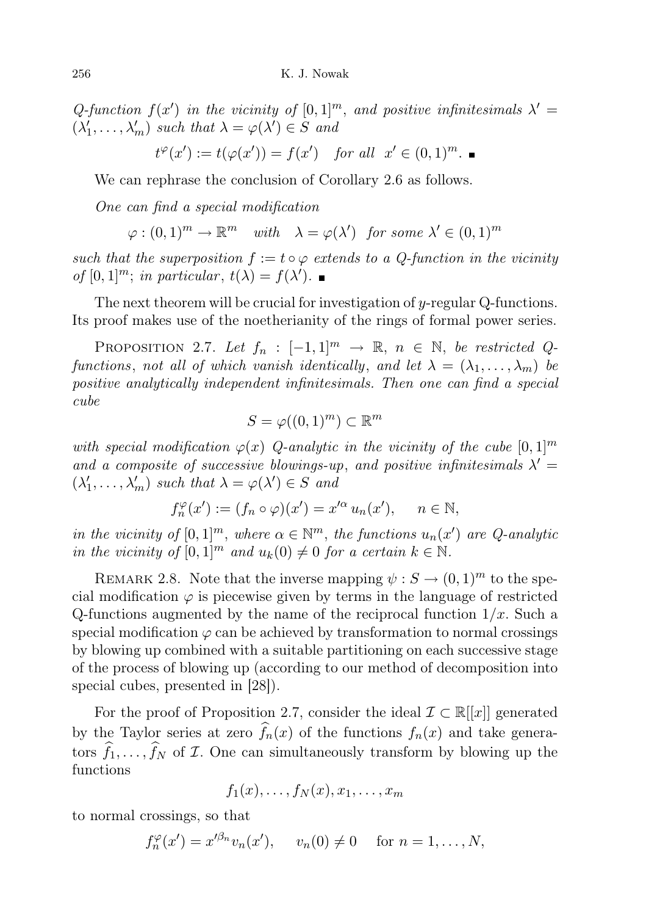*Q-function $f(x')$ in the vicinity of $[0,1]^m$, and positive infinitesimals $\lambda' = (\lambda'_1, \ldots, \lambda'_m)$ such that $\lambda = \varphi(\lambda') \in S$ and*

$$t^{\varphi}(x') := t(\varphi(x')) = f(x') \quad \textit{for all} \;\; x' \in (0,1)^m. \;\blacksquare$$

We can rephrase the conclusion of Corollary 2.6 as follows.

*One can find a special modification*

$$\varphi : (0,1)^m \to \mathbb{R}^m \quad \textit{with} \quad \lambda = \varphi(\lambda') \;\; \textit{for some} \;\; \lambda' \in (0,1)^m$$

*such that the superposition $f := t \circ \varphi$ extends to a Q-function in the vicinity of $[0,1]^m$; in particular, $t(\lambda) = f(\lambda')$.* $\blacksquare$

The next theorem will be crucial for investigation of $y$-regular Q-functions. Its proof makes use of the noetherianity of the rings of formal power series.

Proposition 2.7. *Let $f_n : [-1,1]^m \to \mathbb{R}$, $n \in \mathbb{N}$, be restricted Q-functions, not all of which vanish identically, and let $\lambda = (\lambda_1, \ldots, \lambda_m)$ be positive analytically independent infinitesimals. Then one can find a special cube*

$$S = \varphi((0,1)^m) \subset \mathbb{R}^m$$

*with special modification $\varphi(x)$ Q-analytic in the vicinity of the cube $[0,1]^m$ and a composite of successive blowings-up, and positive infinitesimals $\lambda' = (\lambda'_1, \ldots, \lambda'_m)$ such that $\lambda = \varphi(\lambda') \in S$ and*

$$f_n^{\varphi}(x') := (f_n \circ \varphi)(x') = x'^{\alpha} u_n(x'), \qquad n \in \mathbb{N},$$

*in the vicinity of $[0,1]^m$, where $\alpha \in \mathbb{N}^m$, the functions $u_n(x')$ are Q-analytic in the vicinity of $[0,1]^m$ and $u_k(0) \neq 0$ for a certain $k \in \mathbb{N}$.*

Remark 2.8. Note that the inverse mapping $\psi : S \to (0,1)^m$ to the special modification $\varphi$ is piecewise given by terms in the language of restricted Q-functions augmented by the name of the reciprocal function $1/x$. Such a special modification $\varphi$ can be achieved by transformation to normal crossings by blowing up combined with a suitable partitioning on each successive stage of the process of blowing up (according to our method of decomposition into special cubes, presented in [28]).

For the proof of Proposition 2.7, consider the ideal $\mathcal{I} \subset \mathbb{R}[[x]]$ generated by the Taylor series at zero $\widehat{f}_n(x)$ of the functions $f_n(x)$ and take generators $\widehat{f}_1, \ldots, \widehat{f}_N$ of $\mathcal{I}$. One can simultaneously transform by blowing up the functions

$$f_1(x), \ldots, f_N(x), x_1, \ldots, x_m$$

to normal crossings, so that

$$f_n^{\varphi}(x') = x'^{\beta_n} v_n(x'), \qquad v_n(0) \neq 0 \quad \text{ for } n = 1, \ldots, N,$$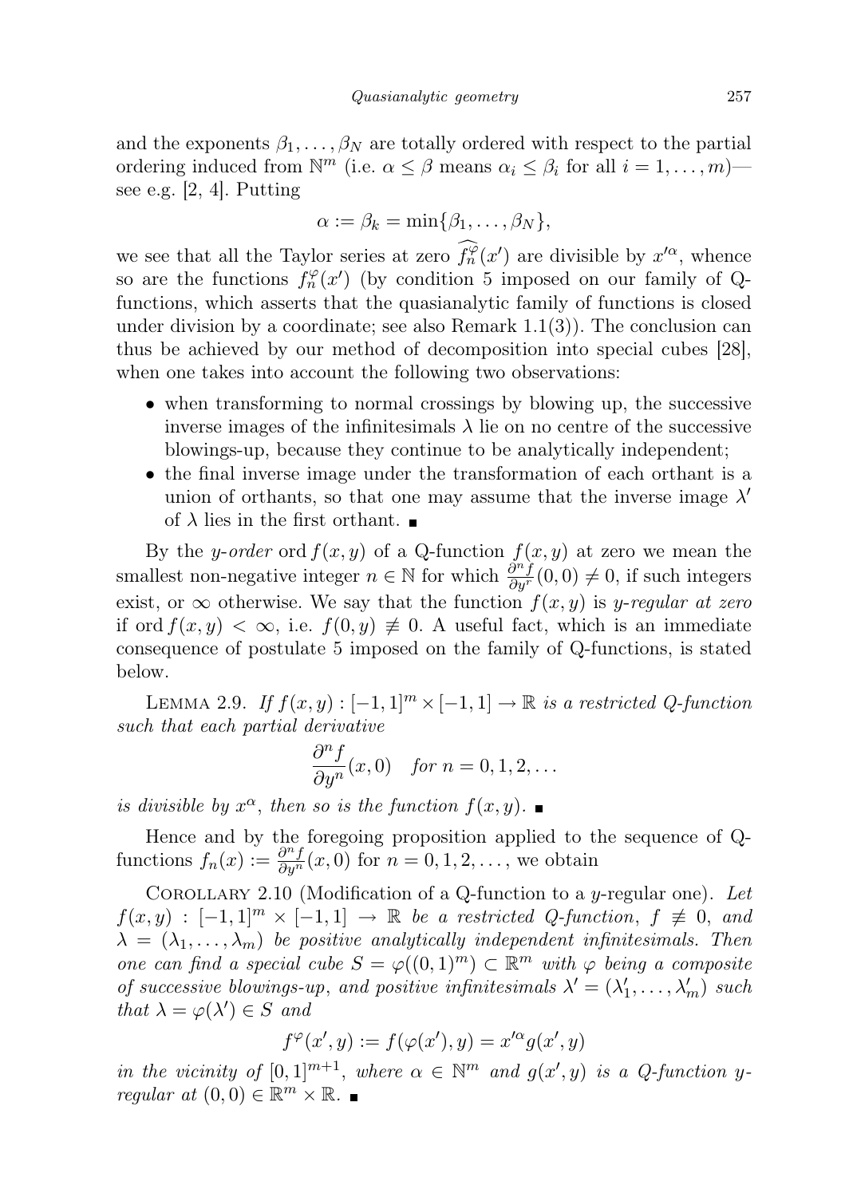and the exponents $\beta_1, \ldots, \beta_N$ are totally ordered with respect to the partial ordering induced from $\mathbb{N}^m$ (i.e. $\alpha \le \beta$ means $\alpha_i \le \beta_i$ for all $i = 1, \ldots, m$)—see e.g. [2, 4]. Putting

$$\alpha := \beta_k = \min\{\beta_1, \ldots, \beta_N\},$$

we see that all the Taylor series at zero $\widehat{f_n^{\varphi}}(x')$ are divisible by $x'^{\alpha}$, whence so are the functions $f_n^{\varphi}(x')$ (by condition 5 imposed on our family of Q-functions, which asserts that the quasianalytic family of functions is closed under division by a coordinate; see also Remark 1.1(3)). The conclusion can thus be achieved by our method of decomposition into special cubes [28], when one takes into account the following two observations:

- when transforming to normal crossings by blowing up, the successive inverse images of the infinitesimals $\lambda$ lie on no centre of the successive blowings-up, because they continue to be analytically independent;
- the final inverse image under the transformation of each orthant is a union of orthants, so that one may assume that the inverse image $\lambda'$ of $\lambda$ lies in the first orthant. ∎

By the *y-order* $\operatorname{ord} f(x, y)$ of a Q-function $f(x, y)$ at zero we mean the smallest non-negative integer $n \in \mathbb{N}$ for which $\frac{\partial^n f}{\partial y^r}(0, 0) \neq 0$, if such integers exist, or $\infty$ otherwise. We say that the function $f(x, y)$ is *y-regular at zero* if $\operatorname{ord} f(x, y) < \infty$, i.e. $f(0, y) \not\equiv 0$. A useful fact, which is an immediate consequence of postulate 5 imposed on the family of Q-functions, is stated below.

Lemma 2.9. *If $f(x, y) : [-1, 1]^m \times [-1, 1] \to \mathbb{R}$ is a restricted Q-function such that each partial derivative*

$$\frac{\partial^n f}{\partial y^n}(x, 0) \quad \textit{for } n = 0, 1, 2, \ldots$$

*is divisible by $x^{\alpha}$, then so is the function $f(x, y)$.* ∎

Hence and by the foregoing proposition applied to the sequence of Q-functions $f_n(x) := \frac{\partial^n f}{\partial y^n}(x, 0)$ for $n = 0, 1, 2, \ldots$, we obtain

Corollary 2.10 (Modification of a Q-function to a $y$-regular one). *Let $f(x, y) : [-1, 1]^m \times [-1, 1] \to \mathbb{R}$ be a restricted Q-function, $f \not\equiv 0$, and $\lambda = (\lambda_1, \ldots, \lambda_m)$ be positive analytically independent infinitesimals. Then one can find a special cube $S = \varphi((0, 1)^m) \subset \mathbb{R}^m$ with $\varphi$ being a composite of successive blowings-up, and positive infinitesimals $\lambda' = (\lambda_1', \ldots, \lambda_m')$ such that $\lambda = \varphi(\lambda') \in S$ and*

$$f^{\varphi}(x', y) := f(\varphi(x'), y) = x'^{\alpha} g(x', y)$$

*in the vicinity of $[0, 1]^{m+1}$, where $\alpha \in \mathbb{N}^m$ and $g(x', y)$ is a Q-function $y$-regular at $(0, 0) \in \mathbb{R}^m \times \mathbb{R}$.* ∎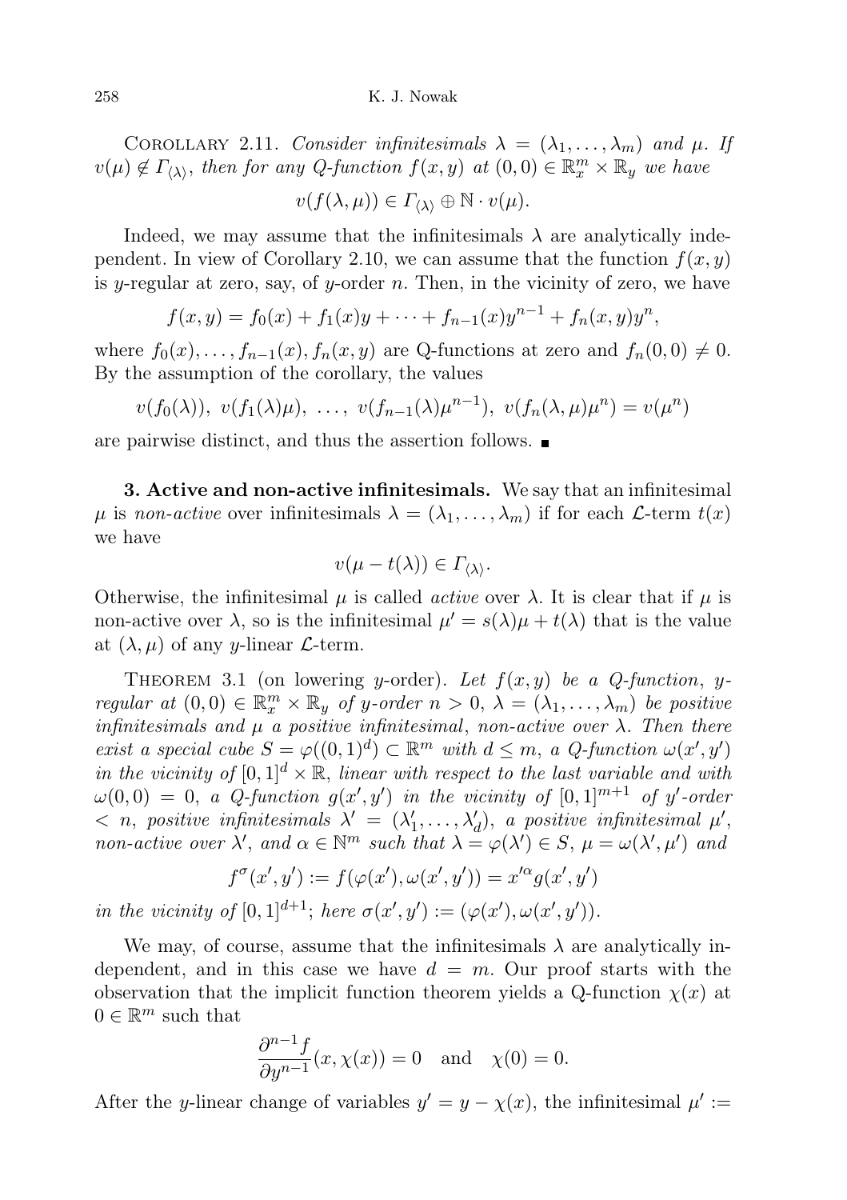Corollary 2.11. *Consider infinitesimals $\lambda = (\lambda_1, \ldots, \lambda_m)$ and $\mu$. If $v(\mu) \notin \Gamma_{\langle\lambda\rangle}$, then for any Q-function $f(x, y)$ at $(0, 0) \in \mathbb{R}_x^m \times \mathbb{R}_y$ we have*

$$v(f(\lambda, \mu)) \in \Gamma_{\langle\lambda\rangle} \oplus \mathbb{N} \cdot v(\mu).$$

Indeed, we may assume that the infinitesimals $\lambda$ are analytically independent. In view of Corollary 2.10, we can assume that the function $f(x, y)$ is $y$-regular at zero, say, of $y$-order $n$. Then, in the vicinity of zero, we have

$$f(x, y) = f_0(x) + f_1(x)y + \cdots + f_{n-1}(x)y^{n-1} + f_n(x, y)y^n,$$

where $f_0(x), \ldots, f_{n-1}(x), f_n(x, y)$ are Q-functions at zero and $f_n(0, 0) \neq 0$. By the assumption of the corollary, the values

$$v(f_0(\lambda)),\ v(f_1(\lambda)\mu),\ \ldots,\ v(f_{n-1}(\lambda)\mu^{n-1}),\ v(f_n(\lambda, \mu)\mu^n) = v(\mu^n)$$

are pairwise distinct, and thus the assertion follows. ∎

**3. Active and non-active infinitesimals.** We say that an infinitesimal $\mu$ is *non-active* over infinitesimals $\lambda = (\lambda_1, \ldots, \lambda_m)$ if for each $\mathcal{L}$-term $t(x)$ we have

$$v(\mu - t(\lambda)) \in \Gamma_{\langle\lambda\rangle}.$$

Otherwise, the infinitesimal $\mu$ is called *active* over $\lambda$. It is clear that if $\mu$ is non-active over $\lambda$, so is the infinitesimal $\mu' = s(\lambda)\mu + t(\lambda)$ that is the value at $(\lambda, \mu)$ of any $y$-linear $\mathcal{L}$-term.

Theorem 3.1 (on lowering $y$-order). *Let $f(x, y)$ be a Q-function, $y$-regular at $(0, 0) \in \mathbb{R}_x^m \times \mathbb{R}_y$ of $y$-order $n > 0$, $\lambda = (\lambda_1, \ldots, \lambda_m)$ be positive infinitesimals and $\mu$ a positive infinitesimal, non-active over $\lambda$. Then there exist a special cube $S = \varphi((0, 1)^d) \subset \mathbb{R}^m$ with $d \leq m$, a Q-function $\omega(x', y')$ in the vicinity of $[0, 1]^d \times \mathbb{R}$, linear with respect to the last variable and with $\omega(0, 0) = 0$, a Q-function $g(x', y')$ in the vicinity of $[0, 1]^{m+1}$ of $y'$-order $< n$, positive infinitesimals $\lambda' = (\lambda'_1, \ldots, \lambda'_d)$, a positive infinitesimal $\mu'$, non-active over $\lambda'$, and $\alpha \in \mathbb{N}^m$ such that $\lambda = \varphi(\lambda') \in S$, $\mu = \omega(\lambda', \mu')$ and*

$$f^\sigma(x', y') := f(\varphi(x'), \omega(x', y')) = x'^\alpha g(x', y')$$

*in the vicinity of $[0, 1]^{d+1}$; here $\sigma(x', y') := (\varphi(x'), \omega(x', y'))$.*

We may, of course, assume that the infinitesimals $\lambda$ are analytically independent, and in this case we have $d = m$. Our proof starts with the observation that the implicit function theorem yields a Q-function $\chi(x)$ at $0 \in \mathbb{R}^m$ such that

$$\frac{\partial^{n-1} f}{\partial y^{n-1}}(x, \chi(x)) = 0 \quad \text{and} \quad \chi(0) = 0.$$

After the $y$-linear change of variables $y' = y - \chi(x)$, the infinitesimal $\mu' :=$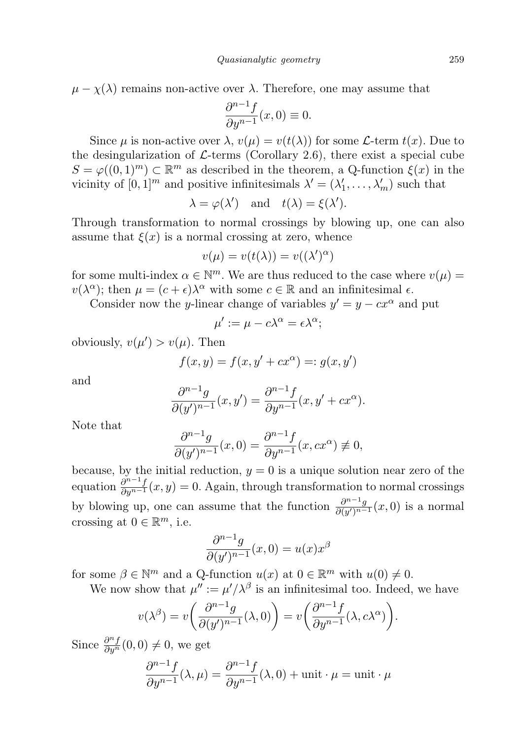$\mu - \chi(\lambda)$ remains non-active over $\lambda$. Therefore, one may assume that

$$\frac{\partial^{n-1} f}{\partial y^{n-1}}(x, 0) \equiv 0.$$

Since $\mu$ is non-active over $\lambda$, $v(\mu) = v(t(\lambda))$ for some $\mathcal{L}$-term $t(x)$. Due to the desingularization of $\mathcal{L}$-terms (Corollary 2.6), there exist a special cube $S = \varphi((0,1)^m) \subset \mathbb{R}^m$ as described in the theorem, a Q-function $\xi(x)$ in the vicinity of $[0,1]^m$ and positive infinitesimals $\lambda' = (\lambda'_1, \ldots, \lambda'_m)$ such that

$$\lambda = \varphi(\lambda') \quad \text{and} \quad t(\lambda) = \xi(\lambda').$$

Through transformation to normal crossings by blowing up, one can also assume that $\xi(x)$ is a normal crossing at zero, whence

$$v(\mu) = v(t(\lambda)) = v((\lambda')^\alpha)$$

for some multi-index $\alpha \in \mathbb{N}^m$. We are thus reduced to the case where $v(\mu) = v(\lambda^\alpha)$; then $\mu = (c + \epsilon)\lambda^\alpha$ with some $c \in \mathbb{R}$ and an infinitesimal $\epsilon$.

Consider now the $y$-linear change of variables $y' = y - cx^\alpha$ and put

$$\mu' := \mu - c\lambda^\alpha = \epsilon\lambda^\alpha;$$

obviously, $v(\mu') > v(\mu)$. Then

$$f(x, y) = f(x, y' + cx^\alpha) =: g(x, y')$$

and

$$\frac{\partial^{n-1} g}{\partial (y')^{n-1}}(x, y') = \frac{\partial^{n-1} f}{\partial y^{n-1}}(x, y' + cx^\alpha).$$

Note that

$$\frac{\partial^{n-1} g}{\partial (y')^{n-1}}(x, 0) = \frac{\partial^{n-1} f}{\partial y^{n-1}}(x, cx^\alpha) \not\equiv 0,$$

because, by the initial reduction, $y = 0$ is a unique solution near zero of the equation $\frac{\partial^{n-1} f}{\partial y^{n-1}}(x, y) = 0$. Again, through transformation to normal crossings by blowing up, one can assume that the function $\frac{\partial^{n-1} g}{\partial (y')^{n-1}}(x, 0)$ is a normal crossing at $0 \in \mathbb{R}^m$, i.e.

$$\frac{\partial^{n-1} g}{\partial (y')^{n-1}}(x, 0) = u(x)x^\beta$$

for some $\beta \in \mathbb{N}^m$ and a Q-function $u(x)$ at $0 \in \mathbb{R}^m$ with $u(0) \neq 0$.

We now show that $\mu'' := \mu'/\lambda^\beta$ is an infinitesimal too. Indeed, we have

$$v(\lambda^\beta) = v\bigg(\frac{\partial^{n-1} g}{\partial (y')^{n-1}}(\lambda, 0)\bigg) = v\bigg(\frac{\partial^{n-1} f}{\partial y^{n-1}}(\lambda, c\lambda^\alpha)\bigg).$$

Since $\frac{\partial^n f}{\partial y^n}(0, 0) \neq 0$, we get

$$\frac{\partial^{n-1} f}{\partial y^{n-1}}(\lambda, \mu) = \frac{\partial^{n-1} f}{\partial y^{n-1}}(\lambda, 0) + \text{unit} \cdot \mu = \text{unit} \cdot \mu$$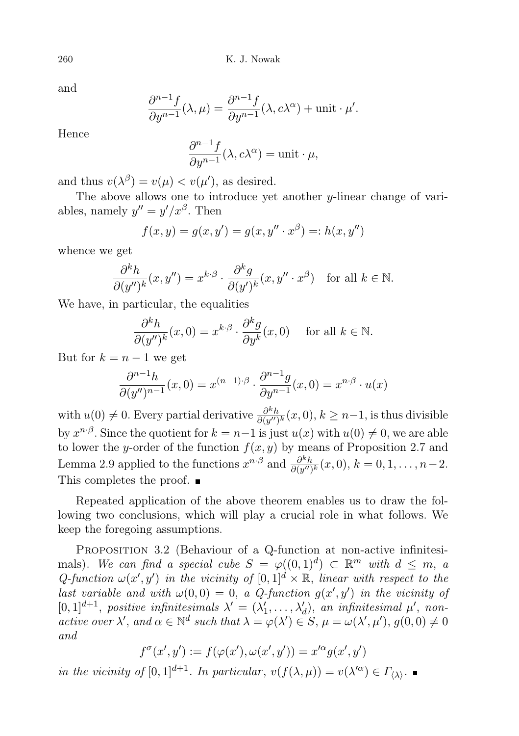and

$$\frac{\partial^{n-1} f}{\partial y^{n-1}}(\lambda, \mu) = \frac{\partial^{n-1} f}{\partial y^{n-1}}(\lambda, c\lambda^{\alpha}) + \text{unit} \cdot \mu'.$$

Hence

$$\frac{\partial^{n-1} f}{\partial y^{n-1}}(\lambda, c\lambda^{\alpha}) = \text{unit} \cdot \mu,$$

and thus $v(\lambda^{\beta}) = v(\mu) < v(\mu')$, as desired.

The above allows one to introduce yet another $y$-linear change of variables, namely $y'' = y'/x^{\beta}$. Then

$$f(x, y) = g(x, y') = g(x, y'' \cdot x^{\beta}) =: h(x, y'')$$

whence we get

$$\frac{\partial^k h}{\partial (y'')^k}(x, y'') = x^{k \cdot \beta} \cdot \frac{\partial^k g}{\partial (y')^k}(x, y'' \cdot x^{\beta}) \quad \text{for all } k \in \mathbb{N}.$$

We have, in particular, the equalities

$$\frac{\partial^k h}{\partial (y'')^k}(x, 0) = x^{k \cdot \beta} \cdot \frac{\partial^k g}{\partial y^k}(x, 0) \quad \text{ for all } k \in \mathbb{N}.$$

But for $k = n - 1$ we get

$$\frac{\partial^{n-1} h}{\partial (y'')^{n-1}}(x, 0) = x^{(n-1) \cdot \beta} \cdot \frac{\partial^{n-1} g}{\partial y^{n-1}}(x, 0) = x^{n \cdot \beta} \cdot u(x)$$

with $u(0) \neq 0$. Every partial derivative $\frac{\partial^k h}{\partial (y'')^k}(x, 0)$, $k \geq n-1$, is thus divisible by $x^{n \cdot \beta}$. Since the quotient for $k = n-1$ is just $u(x)$ with $u(0) \neq 0$, we are able to lower the $y$-order of the function $f(x, y)$ by means of Proposition 2.7 and Lemma 2.9 applied to the functions $x^{n \cdot \beta}$ and $\frac{\partial^k h}{\partial (y'')^k}(x, 0)$, $k = 0, 1, \ldots, n-2$. This completes the proof. ■

Repeated application of the above theorem enables us to draw the following two conclusions, which will play a crucial role in what follows. We keep the foregoing assumptions.

Proposition 3.2 (Behaviour of a Q-function at non-active infinitesimals). *We can find a special cube $S = \varphi((0, 1)^d) \subset \mathbb{R}^m$ with $d \leq m$, a Q-function $\omega(x', y')$ in the vicinity of $[0, 1]^d \times \mathbb{R}$, linear with respect to the last variable and with $\omega(0, 0) = 0$, a Q-function $g(x', y')$ in the vicinity of $[0, 1]^{d+1}$, positive infinitesimals $\lambda' = (\lambda'_1, \ldots, \lambda'_d)$, an infinitesimal $\mu'$, non-active over $\lambda'$, and $\alpha \in \mathbb{N}^d$ such that $\lambda = \varphi(\lambda') \in S$, $\mu = \omega(\lambda', \mu')$, $g(0, 0) \neq 0$ and*

$$f^{\sigma}(x', y') := f(\varphi(x'), \omega(x', y')) = x'^{\alpha} g(x', y')$$

*in the vicinity of $[0, 1]^{d+1}$. In particular, $v(f(\lambda, \mu)) = v(\lambda'^{\alpha}) \in \Gamma_{\langle \lambda \rangle}$.* ■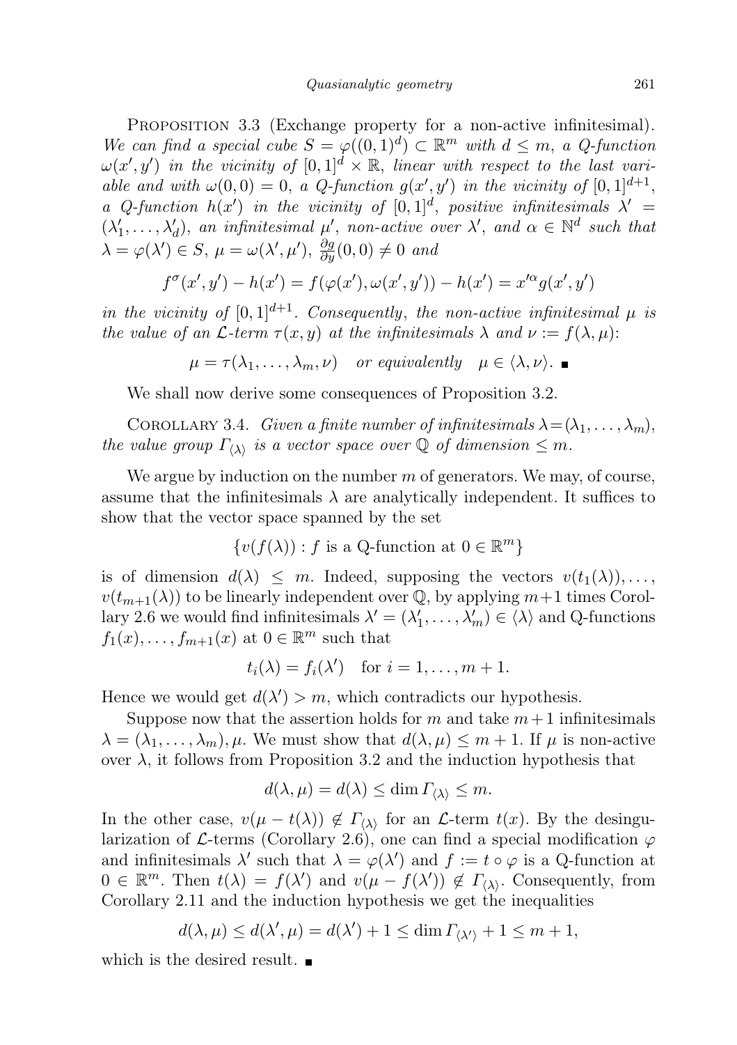Proposition 3.3 (Exchange property for a non-active infinitesimal). *We can find a special cube $S = \varphi((0,1)^d) \subset \mathbb{R}^m$ with $d \leq m$, a Q-function $\omega(x', y')$ in the vicinity of $[0,1]^d \times \mathbb{R}$, linear with respect to the last variable and with $\omega(0,0) = 0$, a Q-function $g(x', y')$ in the vicinity of $[0,1]^{d+1}$, a Q-function $h(x')$ in the vicinity of $[0,1]^d$, positive infinitesimals $\lambda' = (\lambda'_1, \ldots, \lambda'_d)$, an infinitesimal $\mu'$, non-active over $\lambda'$, and $\alpha \in \mathbb{N}^d$ such that $\lambda = \varphi(\lambda') \in S$, $\mu = \omega(\lambda', \mu')$, $\frac{\partial g}{\partial y}(0,0) \neq 0$ and*

$$f^\sigma(x', y') - h(x') = f(\varphi(x'), \omega(x', y')) - h(x') = x'^\alpha g(x', y')$$

*in the vicinity of $[0,1]^{d+1}$. Consequently, the non-active infinitesimal $\mu$ is the value of an $\mathcal{L}$-term $\tau(x, y)$ at the infinitesimals $\lambda$ and $\nu := f(\lambda, \mu)$:*

$$\mu = \tau(\lambda_1, \ldots, \lambda_m, \nu) \quad \text{or equivalently} \quad \mu \in \langle \lambda, \nu \rangle. \ \blacksquare$$

We shall now derive some consequences of Proposition 3.2.

Corollary 3.4. *Given a finite number of infinitesimals $\lambda = (\lambda_1, \ldots, \lambda_m)$, the value group $\Gamma_{\langle \lambda \rangle}$ is a vector space over $\mathbb{Q}$ of dimension $\leq m$.*

We argue by induction on the number $m$ of generators. We may, of course, assume that the infinitesimals $\lambda$ are analytically independent. It suffices to show that the vector space spanned by the set

$$\{v(f(\lambda)) : f \text{ is a Q-function at } 0 \in \mathbb{R}^m\}$$

is of dimension $d(\lambda) \leq m$. Indeed, supposing the vectors $v(t_1(\lambda)), \ldots, v(t_{m+1}(\lambda))$ to be linearly independent over $\mathbb{Q}$, by applying $m+1$ times Corollary 2.6 we would find infinitesimals $\lambda' = (\lambda'_1, \ldots, \lambda'_m) \in \langle \lambda \rangle$ and Q-functions $f_1(x), \ldots, f_{m+1}(x)$ at $0 \in \mathbb{R}^m$ such that

$$t_i(\lambda) = f_i(\lambda') \quad \text{for } i = 1, \ldots, m+1.$$

Hence we would get $d(\lambda') > m$, which contradicts our hypothesis.

Suppose now that the assertion holds for $m$ and take $m+1$ infinitesimals $\lambda = (\lambda_1, \ldots, \lambda_m), \mu$. We must show that $d(\lambda, \mu) \leq m+1$. If $\mu$ is non-active over $\lambda$, it follows from Proposition 3.2 and the induction hypothesis that

$$d(\lambda, \mu) = d(\lambda) \leq \dim \Gamma_{\langle \lambda \rangle} \leq m.$$

In the other case, $v(\mu - t(\lambda)) \notin \Gamma_{\langle \lambda \rangle}$ for an $\mathcal{L}$-term $t(x)$. By the desingularization of $\mathcal{L}$-terms (Corollary 2.6), one can find a special modification $\varphi$ and infinitesimals $\lambda'$ such that $\lambda = \varphi(\lambda')$ and $f := t \circ \varphi$ is a Q-function at $0 \in \mathbb{R}^m$. Then $t(\lambda) = f(\lambda')$ and $v(\mu - f(\lambda')) \notin \Gamma_{\langle \lambda \rangle}$. Consequently, from Corollary 2.11 and the induction hypothesis we get the inequalities

$$d(\lambda, \mu) \leq d(\lambda', \mu) = d(\lambda') + 1 \leq \dim \Gamma_{\langle \lambda' \rangle} + 1 \leq m+1,$$

which is the desired result. $\blacksquare$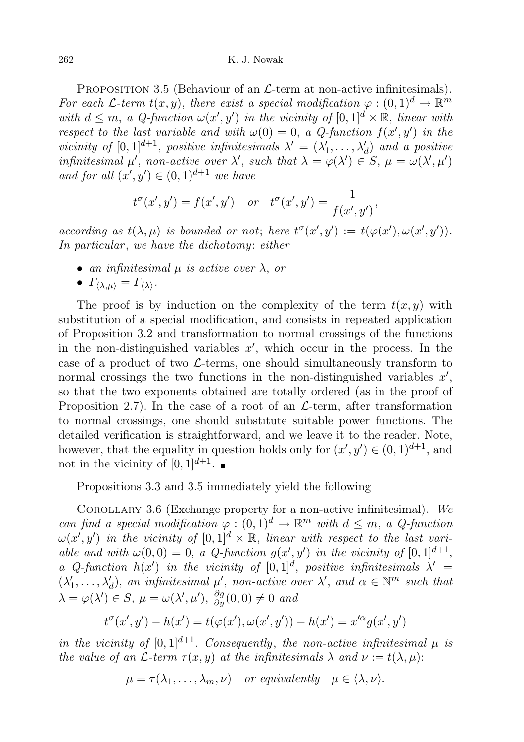Proposition 3.5 (Behaviour of an $\mathcal{L}$-term at non-active infinitesimals). *For each $\mathcal{L}$-term $t(x,y)$, there exist a special modification $\varphi : (0,1)^d \to \mathbb{R}^m$ with $d \le m$, a $Q$-function $\omega(x', y')$ in the vicinity of $[0,1]^d \times \mathbb{R}$, linear with respect to the last variable and with $\omega(0) = 0$, a $Q$-function $f(x', y')$ in the vicinity of $[0,1]^{d+1}$, positive infinitesimals $\lambda' = (\lambda'_1, \ldots, \lambda'_d)$ and a positive infinitesimal $\mu'$, non-active over $\lambda'$, such that $\lambda = \varphi(\lambda') \in S$, $\mu = \omega(\lambda', \mu')$ and for all $(x', y') \in (0,1)^{d+1}$ we have*

$$t^\sigma(x', y') = f(x', y') \quad \text{or} \quad t^\sigma(x', y') = \frac{1}{f(x', y')},$$

*according as $t(\lambda, \mu)$ is bounded or not; here $t^\sigma(x', y') := t(\varphi(x'), \omega(x', y'))$. In particular, we have the dichotomy: either*

- *an infinitesimal $\mu$ is active over $\lambda$, or*
- *$\Gamma_{\langle \lambda, \mu \rangle} = \Gamma_{\langle \lambda \rangle}$.*

The proof is by induction on the complexity of the term $t(x,y)$ with substitution of a special modification, and consists in repeated application of Proposition 3.2 and transformation to normal crossings of the functions in the non-distinguished variables $x'$, which occur in the process. In the case of a product of two $\mathcal{L}$-terms, one should simultaneously transform to normal crossings the two functions in the non-distinguished variables $x'$, so that the two exponents obtained are totally ordered (as in the proof of Proposition 2.7). In the case of a root of an $\mathcal{L}$-term, after transformation to normal crossings, one should substitute suitable power functions. The detailed verification is straightforward, and we leave it to the reader. Note, however, that the equality in question holds only for $(x', y') \in (0,1)^{d+1}$, and not in the vicinity of $[0,1]^{d+1}$. ∎

Propositions 3.3 and 3.5 immediately yield the following

Corollary 3.6 (Exchange property for a non-active infinitesimal). *We can find a special modification $\varphi : (0,1)^d \to \mathbb{R}^m$ with $d \le m$, a $Q$-function $\omega(x', y')$ in the vicinity of $[0,1]^d \times \mathbb{R}$, linear with respect to the last variable and with $\omega(0,0) = 0$, a $Q$-function $g(x', y')$ in the vicinity of $[0,1]^{d+1}$, a $Q$-function $h(x')$ in the vicinity of $[0,1]^d$, positive infinitesimals $\lambda' = (\lambda'_1, \ldots, \lambda'_d)$, an infinitesimal $\mu'$, non-active over $\lambda'$, and $\alpha \in \mathbb{N}^m$ such that $\lambda = \varphi(\lambda') \in S$, $\mu = \omega(\lambda', \mu')$, $\frac{\partial g}{\partial y}(0,0) \neq 0$ and*

$$t^\sigma(x', y') - h(x') = t(\varphi(x'), \omega(x', y')) - h(x') = x'^\alpha g(x', y')$$

*in the vicinity of $[0,1]^{d+1}$. Consequently, the non-active infinitesimal $\mu$ is the value of an $\mathcal{L}$-term $\tau(x,y)$ at the infinitesimals $\lambda$ and $\nu := t(\lambda, \mu)$:*

$$\mu = \tau(\lambda_1, \ldots, \lambda_m, \nu) \quad \text{or equivalently} \quad \mu \in \langle \lambda, \nu \rangle.$$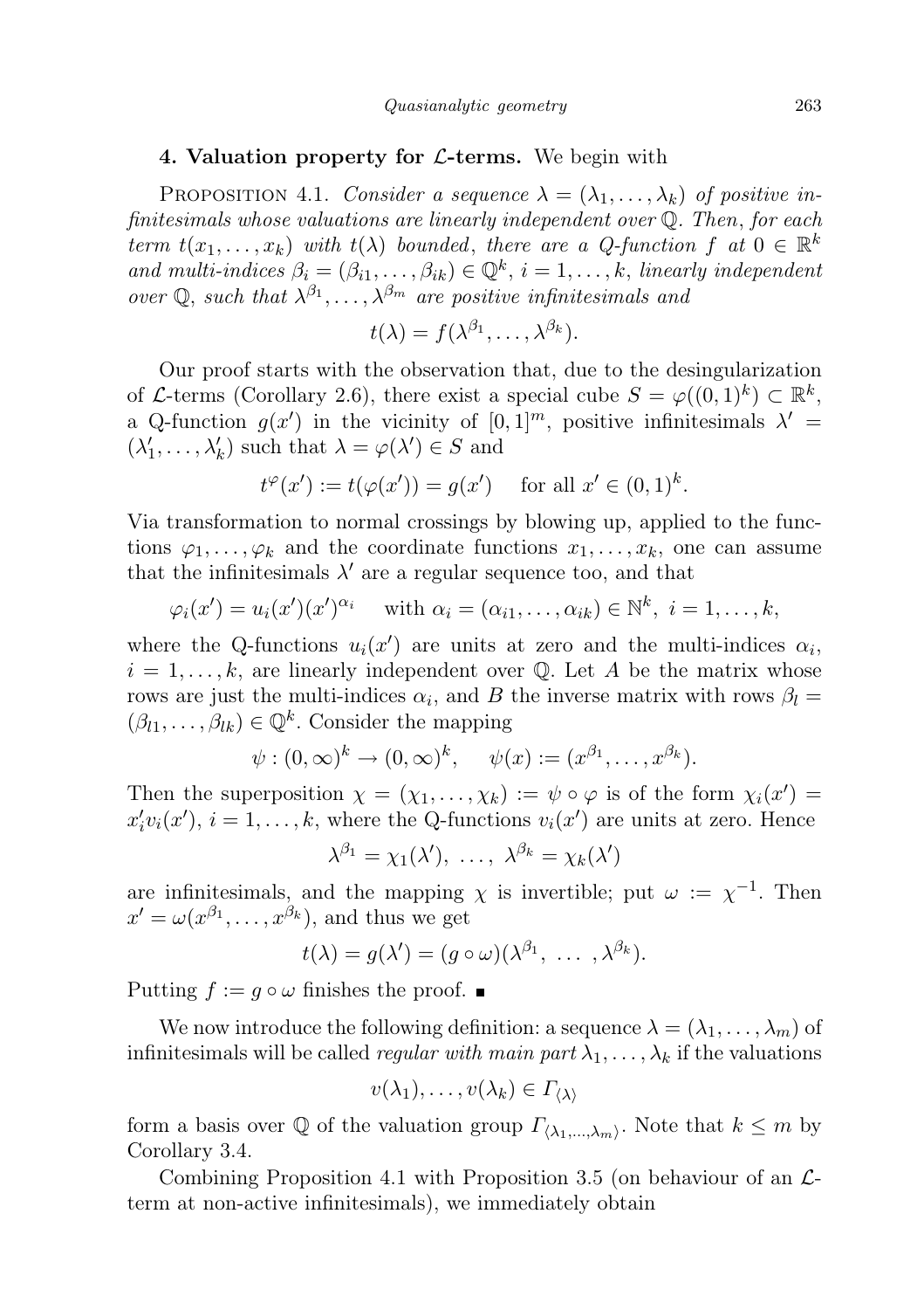## 4. Valuation property for $\mathcal{L}$-terms.

We begin with

PROPOSITION 4.1. *Consider a sequence $\lambda = (\lambda_1, \ldots, \lambda_k)$ of positive infinitesimals whose valuations are linearly independent over $\mathbb{Q}$. Then, for each term $t(x_1, \ldots, x_k)$ with $t(\lambda)$ bounded, there are a Q-function $f$ at $0 \in \mathbb{R}^k$ and multi-indices $\beta_i = (\beta_{i1}, \ldots, \beta_{ik}) \in \mathbb{Q}^k$, $i = 1, \ldots, k$, linearly independent over $\mathbb{Q}$, such that $\lambda^{\beta_1}, \ldots, \lambda^{\beta_m}$ are positive infinitesimals and*

$$t(\lambda) = f(\lambda^{\beta_1}, \ldots, \lambda^{\beta_k}).$$

Our proof starts with the observation that, due to the desingularization of $\mathcal{L}$-terms (Corollary 2.6), there exist a special cube $S = \varphi((0,1)^k) \subset \mathbb{R}^k$, a Q-function $g(x')$ in the vicinity of $[0,1]^m$, positive infinitesimals $\lambda' = (\lambda'_1, \ldots, \lambda'_k)$ such that $\lambda = \varphi(\lambda') \in S$ and

$$t^{\varphi}(x') := t(\varphi(x')) = g(x') \quad \text{ for all } x' \in (0,1)^k.$$

Via transformation to normal crossings by blowing up, applied to the functions $\varphi_1, \ldots, \varphi_k$ and the coordinate functions $x_1, \ldots, x_k$, one can assume that the infinitesimals $\lambda'$ are a regular sequence too, and that

$$\varphi_i(x') = u_i(x')(x')^{\alpha_i} \quad \text{ with } \alpha_i = (\alpha_{i1}, \ldots, \alpha_{ik}) \in \mathbb{N}^k,\ i = 1, \ldots, k,$$

where the Q-functions $u_i(x')$ are units at zero and the multi-indices $\alpha_i$, $i = 1, \ldots, k$, are linearly independent over $\mathbb{Q}$. Let $A$ be the matrix whose rows are just the multi-indices $\alpha_i$, and $B$ the inverse matrix with rows $\beta_l = (\beta_{l1}, \ldots, \beta_{lk}) \in \mathbb{Q}^k$. Consider the mapping

$$\psi : (0,\infty)^k \to (0,\infty)^k, \quad \psi(x) := (x^{\beta_1}, \ldots, x^{\beta_k}).$$

Then the superposition $\chi = (\chi_1, \ldots, \chi_k) := \psi \circ \varphi$ is of the form $\chi_i(x') = x'_i v_i(x')$, $i = 1, \ldots, k$, where the Q-functions $v_i(x')$ are units at zero. Hence

$$\lambda^{\beta_1} = \chi_1(\lambda'),\ \ldots,\ \lambda^{\beta_k} = \chi_k(\lambda')$$

are infinitesimals, and the mapping $\chi$ is invertible; put $\omega := \chi^{-1}$. Then $x' = \omega(x^{\beta_1}, \ldots, x^{\beta_k})$, and thus we get

$$t(\lambda) = g(\lambda') = (g \circ \omega)(\lambda^{\beta_1},\ \ldots\ , \lambda^{\beta_k}).$$

Putting $f := g \circ \omega$ finishes the proof. ■

We now introduce the following definition: a sequence $\lambda = (\lambda_1, \ldots, \lambda_m)$ of infinitesimals will be called *regular with main part* $\lambda_1, \ldots, \lambda_k$ if the valuations

$$v(\lambda_1), \ldots, v(\lambda_k) \in \Gamma_{\langle\lambda\rangle}$$

form a basis over $\mathbb{Q}$ of the valuation group $\Gamma_{\langle\lambda_1,\ldots,\lambda_m\rangle}$. Note that $k \leq m$ by Corollary 3.4.

Combining Proposition 4.1 with Proposition 3.5 (on behaviour of an $\mathcal{L}$-term at non-active infinitesimals), we immediately obtain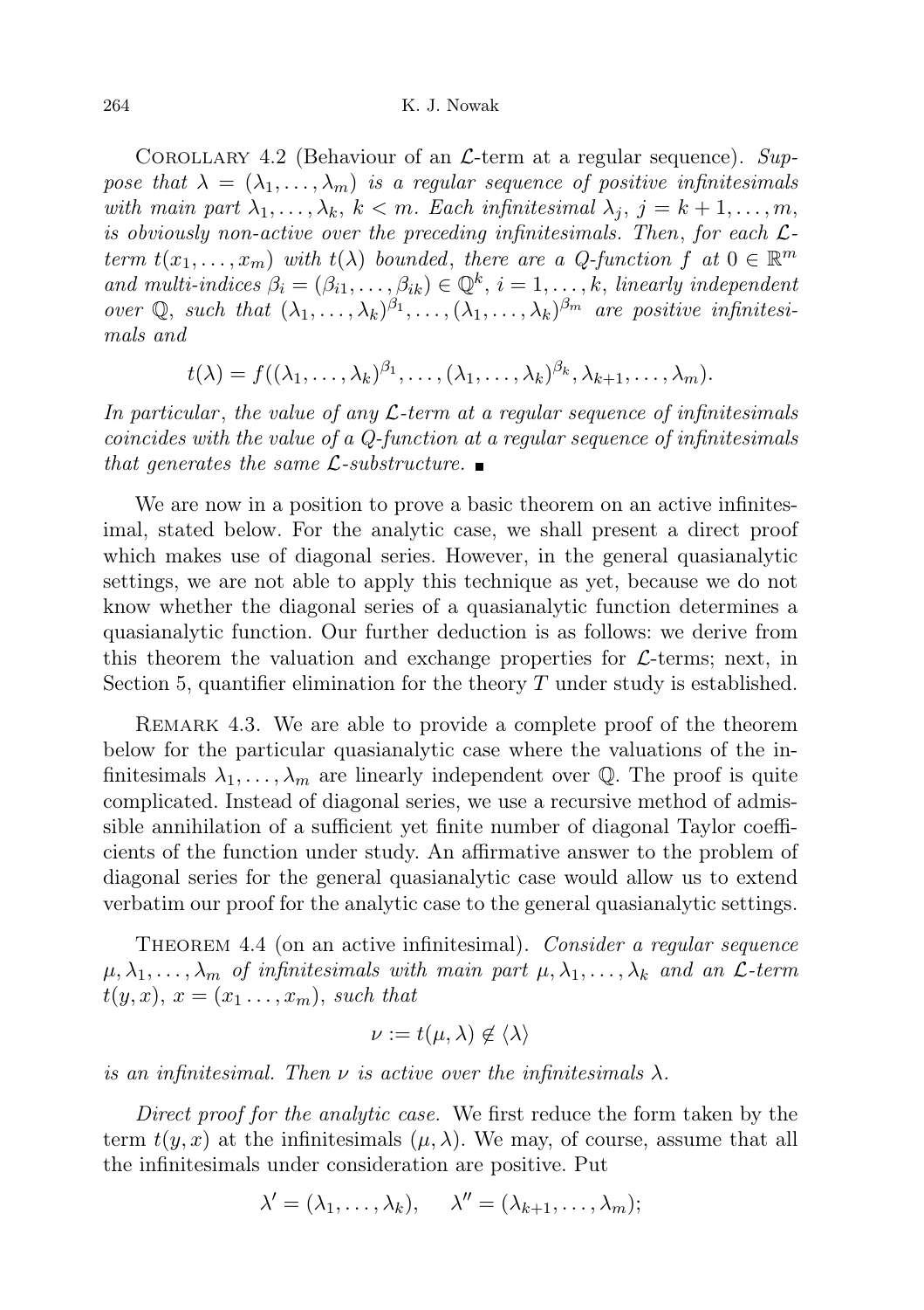Corollary 4.2 (Behaviour of an $\mathcal{L}$-term at a regular sequence). *Suppose that $\lambda = (\lambda_1, \dots, \lambda_m)$ is a regular sequence of positive infinitesimals with main part $\lambda_1, \dots, \lambda_k$, $k < m$. Each infinitesimal $\lambda_j$, $j = k+1, \dots, m$, is obviously non-active over the preceding infinitesimals. Then, for each $\mathcal{L}$-term $t(x_1, \dots, x_m)$ with $t(\lambda)$ bounded, there are a Q-function $f$ at $0 \in \mathbb{R}^m$ and multi-indices $\beta_i = (\beta_{i1}, \dots, \beta_{ik}) \in \mathbb{Q}^k$, $i = 1, \dots, k$, linearly independent over $\mathbb{Q}$, such that $(\lambda_1, \dots, \lambda_k)^{\beta_1}, \dots, (\lambda_1, \dots, \lambda_k)^{\beta_m}$ are positive infinitesimals and*

$$t(\lambda) = f((\lambda_1, \dots, \lambda_k)^{\beta_1}, \dots, (\lambda_1, \dots, \lambda_k)^{\beta_k}, \lambda_{k+1}, \dots, \lambda_m).$$

*In particular, the value of any $\mathcal{L}$-term at a regular sequence of infinitesimals coincides with the value of a Q-function at a regular sequence of infinitesimals that generates the same $\mathcal{L}$-substructure.* ∎

We are now in a position to prove a basic theorem on an active infinitesimal, stated below. For the analytic case, we shall present a direct proof which makes use of diagonal series. However, in the general quasianalytic settings, we are not able to apply this technique as yet, because we do not know whether the diagonal series of a quasianalytic function determines a quasianalytic function. Our further deduction is as follows: we derive from this theorem the valuation and exchange properties for $\mathcal{L}$-terms; next, in Section 5, quantifier elimination for the theory $T$ under study is established.

Remark 4.3. We are able to provide a complete proof of the theorem below for the particular quasianalytic case where the valuations of the infinitesimals $\lambda_1, \dots, \lambda_m$ are linearly independent over $\mathbb{Q}$. The proof is quite complicated. Instead of diagonal series, we use a recursive method of admissible annihilation of a sufficient yet finite number of diagonal Taylor coefficients of the function under study. An affirmative answer to the problem of diagonal series for the general quasianalytic case would allow us to extend verbatim our proof for the analytic case to the general quasianalytic settings.

Theorem 4.4 (on an active infinitesimal). *Consider a regular sequence $\mu, \lambda_1, \dots, \lambda_m$ of infinitesimals with main part $\mu, \lambda_1, \dots, \lambda_k$ and an $\mathcal{L}$-term $t(y, x)$, $x = (x_1 \dots, x_m)$, such that*

$$\nu := t(\mu, \lambda) \notin \langle \lambda \rangle$$

*is an infinitesimal. Then $\nu$ is active over the infinitesimals $\lambda$.*

*Direct proof for the analytic case.* We first reduce the form taken by the term $t(y, x)$ at the infinitesimals $(\mu, \lambda)$. We may, of course, assume that all the infinitesimals under consideration are positive. Put

$$\lambda' = (\lambda_1, \dots, \lambda_k), \quad \lambda'' = (\lambda_{k+1}, \dots, \lambda_m);$$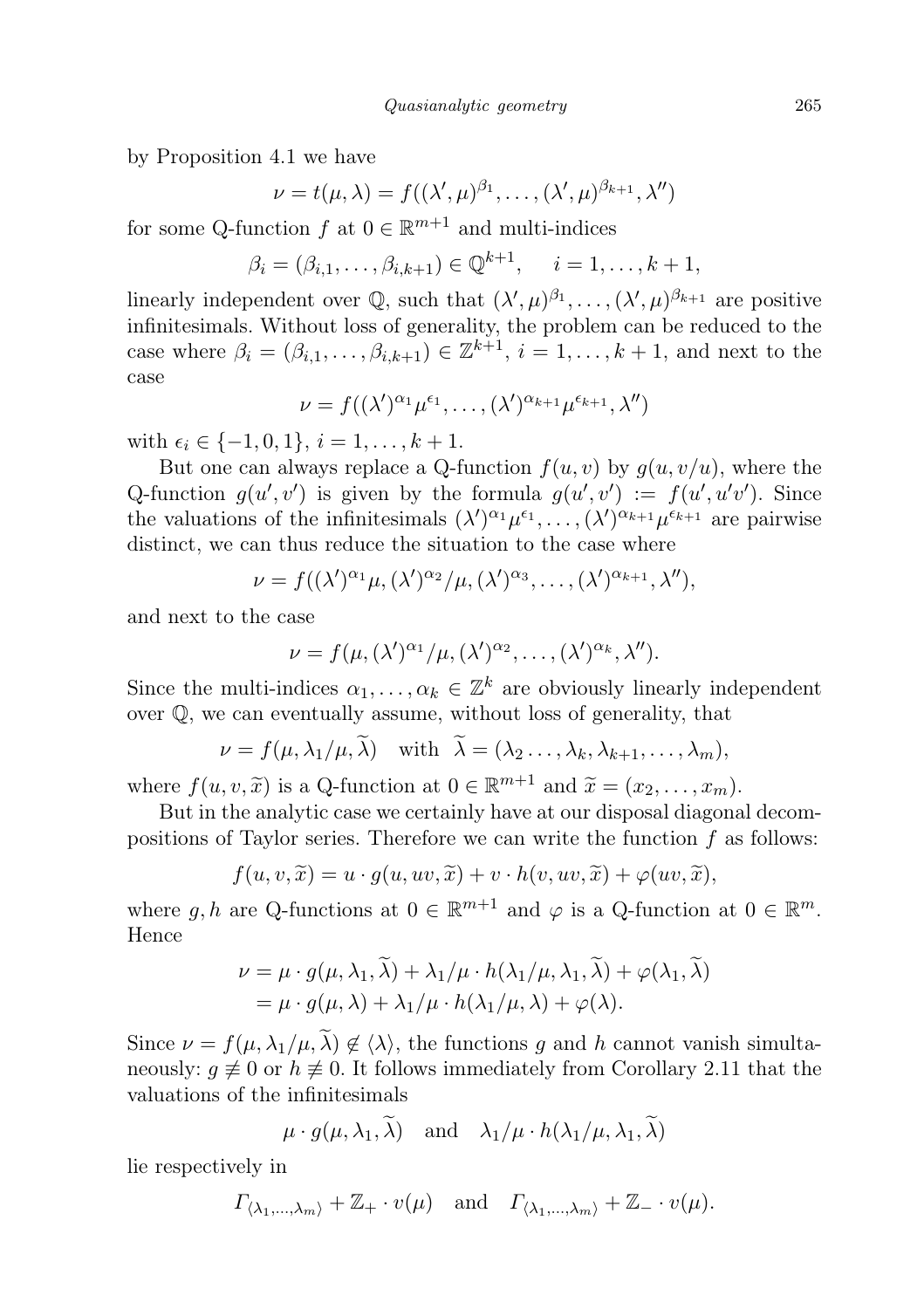by Proposition 4.1 we have

$$\nu = t(\mu, \lambda) = f((\lambda', \mu)^{\beta_1}, \ldots, (\lambda', \mu)^{\beta_{k+1}}, \lambda'')$$

for some Q-function $f$ at $0 \in \mathbb{R}^{m+1}$ and multi-indices

$$\beta_i = (\beta_{i,1}, \ldots, \beta_{i,k+1}) \in \mathbb{Q}^{k+1}, \quad i = 1, \ldots, k+1,$$

linearly independent over $\mathbb{Q}$, such that $(\lambda', \mu)^{\beta_1}, \ldots, (\lambda', \mu)^{\beta_{k+1}}$ are positive infinitesimals. Without loss of generality, the problem can be reduced to the case where $\beta_i = (\beta_{i,1}, \ldots, \beta_{i,k+1}) \in \mathbb{Z}^{k+1}$, $i = 1, \ldots, k+1$, and next to the case

$$\nu = f((\lambda')^{\alpha_1}\mu^{\epsilon_1}, \ldots, (\lambda')^{\alpha_{k+1}}\mu^{\epsilon_{k+1}}, \lambda'')$$

with $\epsilon_i \in \{-1, 0, 1\}$, $i = 1, \ldots, k+1$.

But one can always replace a Q-function $f(u, v)$ by $g(u, v/u)$, where the Q-function $g(u', v')$ is given by the formula $g(u', v') := f(u', u'v')$. Since the valuations of the infinitesimals $(\lambda')^{\alpha_1}\mu^{\epsilon_1}, \ldots, (\lambda')^{\alpha_{k+1}}\mu^{\epsilon_{k+1}}$ are pairwise distinct, we can thus reduce the situation to the case where

$$\nu = f((\lambda')^{\alpha_1}\mu, (\lambda')^{\alpha_2}/\mu, (\lambda')^{\alpha_3}, \ldots, (\lambda')^{\alpha_{k+1}}, \lambda''),$$

and next to the case

$$\nu = f(\mu, (\lambda')^{\alpha_1}/\mu, (\lambda')^{\alpha_2}, \ldots, (\lambda')^{\alpha_k}, \lambda'').$$

Since the multi-indices $\alpha_1, \ldots, \alpha_k \in \mathbb{Z}^k$ are obviously linearly independent over $\mathbb{Q}$, we can eventually assume, without loss of generality, that

$$\nu = f(\mu, \lambda_1/\mu, \widetilde{\lambda}) \quad \text{with} \quad \widetilde{\lambda} = (\lambda_2 \ldots, \lambda_k, \lambda_{k+1}, \ldots, \lambda_m),$$

where $f(u, v, \widetilde{x})$ is a Q-function at $0 \in \mathbb{R}^{m+1}$ and $\widetilde{x} = (x_2, \ldots, x_m)$.

But in the analytic case we certainly have at our disposal diagonal decompositions of Taylor series. Therefore we can write the function $f$ as follows:

$$f(u, v, \widetilde{x}) = u \cdot g(u, uv, \widetilde{x}) + v \cdot h(v, uv, \widetilde{x}) + \varphi(uv, \widetilde{x}),$$

where $g, h$ are Q-functions at $0 \in \mathbb{R}^{m+1}$ and $\varphi$ is a Q-function at $0 \in \mathbb{R}^m$. Hence

$$\begin{aligned}
\nu &= \mu \cdot g(\mu, \lambda_1, \widetilde{\lambda}) + \lambda_1/\mu \cdot h(\lambda_1/\mu, \lambda_1, \widetilde{\lambda}) + \varphi(\lambda_1, \widetilde{\lambda}) \\
&= \mu \cdot g(\mu, \lambda) + \lambda_1/\mu \cdot h(\lambda_1/\mu, \lambda) + \varphi(\lambda).
\end{aligned}$$

Since $\nu = f(\mu, \lambda_1/\mu, \widetilde{\lambda}) \notin \langle \lambda \rangle$, the functions $g$ and $h$ cannot vanish simultaneously: $g \not\equiv 0$ or $h \not\equiv 0$. It follows immediately from Corollary 2.11 that the valuations of the infinitesimals

$$\mu \cdot g(\mu, \lambda_1, \widetilde{\lambda}) \quad \text{and} \quad \lambda_1/\mu \cdot h(\lambda_1/\mu, \lambda_1, \widetilde{\lambda})$$

lie respectively in

$$\Gamma_{\langle \lambda_1, \ldots, \lambda_m \rangle} + \mathbb{Z}_+ \cdot v(\mu) \quad \text{and} \quad \Gamma_{\langle \lambda_1, \ldots, \lambda_m \rangle} + \mathbb{Z}_- \cdot v(\mu).$$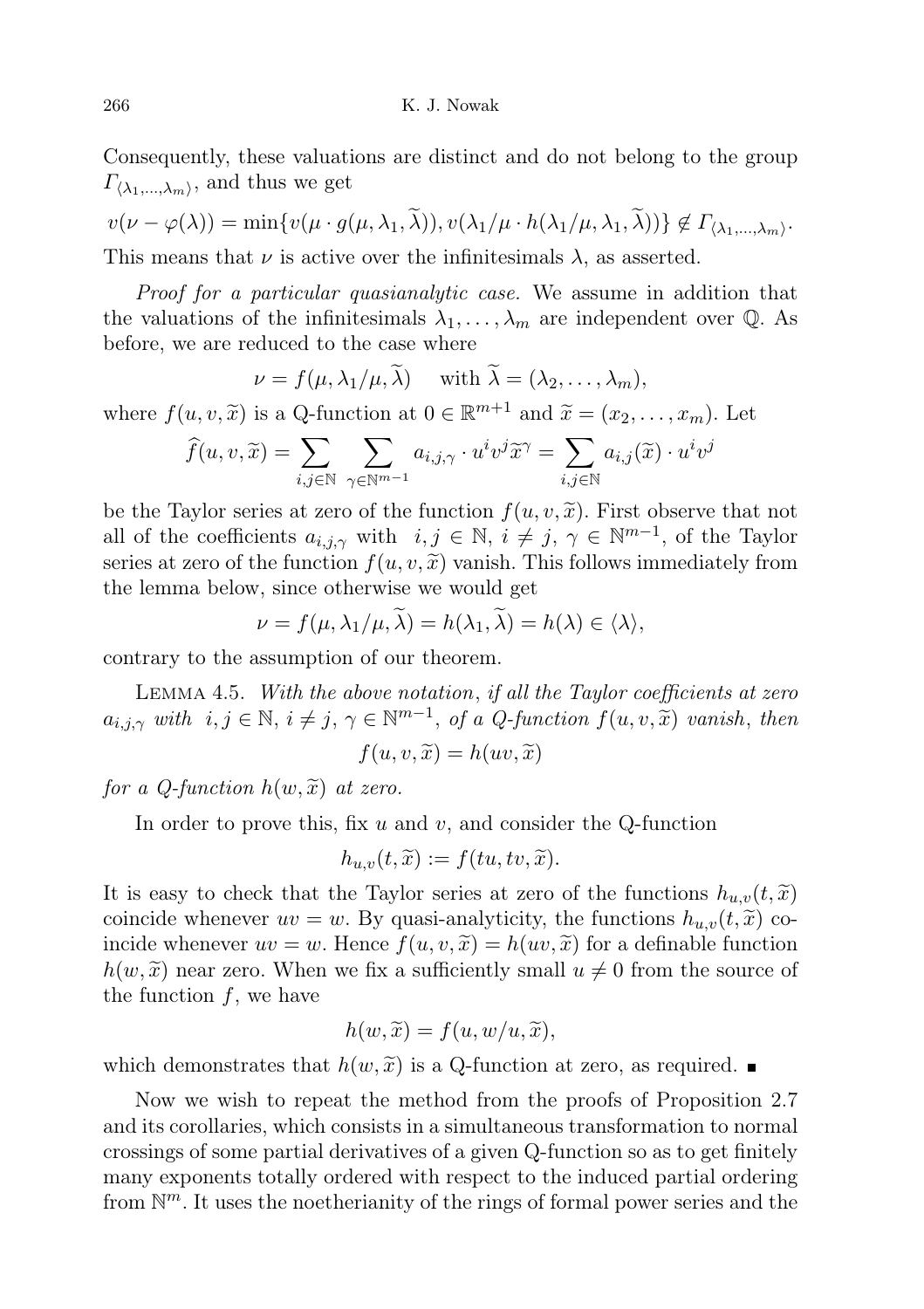Consequently, these valuations are distinct and do not belong to the group $\Gamma_{\langle\lambda_1,\ldots,\lambda_m\rangle}$, and thus we get

$$v(\nu - \varphi(\lambda)) = \min\{v(\mu \cdot g(\mu, \lambda_1, \widetilde{\lambda})), v(\lambda_1/\mu \cdot h(\lambda_1/\mu, \lambda_1, \widetilde{\lambda}))\} \notin \Gamma_{\langle\lambda_1,\ldots,\lambda_m\rangle}.$$

This means that $\nu$ is active over the infinitesimals $\lambda$, as asserted.

*Proof for a particular quasianalytic case.* We assume in addition that the valuations of the infinitesimals $\lambda_1, \ldots, \lambda_m$ are independent over $\mathbb{Q}$. As before, we are reduced to the case where

$$\nu = f(\mu, \lambda_1/\mu, \widetilde{\lambda}) \quad \text{with } \widetilde{\lambda} = (\lambda_2, \ldots, \lambda_m),$$

where $f(u, v, \widetilde{x})$ is a Q-function at $0 \in \mathbb{R}^{m+1}$ and $\widetilde{x} = (x_2, \ldots, x_m)$. Let

$$\widehat{f}(u, v, \widetilde{x}) = \sum_{i,j \in \mathbb{N}} \sum_{\gamma \in \mathbb{N}^{m-1}} a_{i,j,\gamma} \cdot u^i v^j \widetilde{x}^\gamma = \sum_{i,j \in \mathbb{N}} a_{i,j}(\widetilde{x}) \cdot u^i v^j$$

be the Taylor series at zero of the function $f(u, v, \widetilde{x})$. First observe that not all of the coefficients $a_{i,j,\gamma}$ with $i, j \in \mathbb{N}$, $i \neq j$, $\gamma \in \mathbb{N}^{m-1}$, of the Taylor series at zero of the function $f(u, v, \widetilde{x})$ vanish. This follows immediately from the lemma below, since otherwise we would get

$$\nu = f(\mu, \lambda_1/\mu, \widetilde{\lambda}) = h(\lambda_1, \widetilde{\lambda}) = h(\lambda) \in \langle\lambda\rangle,$$

contrary to the assumption of our theorem.

Lemma 4.5. *With the above notation, if all the Taylor coefficients at zero $a_{i,j,\gamma}$ with $i, j \in \mathbb{N}$, $i \neq j$, $\gamma \in \mathbb{N}^{m-1}$, of a Q-function $f(u, v, \widetilde{x})$ vanish, then*

$$f(u, v, \widetilde{x}) = h(uv, \widetilde{x})$$

*for a Q-function $h(w, \widetilde{x})$ at zero.*

In order to prove this, fix $u$ and $v$, and consider the Q-function

$$h_{u,v}(t, \widetilde{x}) := f(tu, tv, \widetilde{x}).$$

It is easy to check that the Taylor series at zero of the functions $h_{u,v}(t, \widetilde{x})$ coincide whenever $uv = w$. By quasi-analyticity, the functions $h_{u,v}(t, \widetilde{x})$ coincide whenever $uv = w$. Hence $f(u, v, \widetilde{x}) = h(uv, \widetilde{x})$ for a definable function $h(w, \widetilde{x})$ near zero. When we fix a sufficiently small $u \neq 0$ from the source of the function $f$, we have

$$h(w, \widetilde{x}) = f(u, w/u, \widetilde{x}),$$

which demonstrates that $h(w, \widetilde{x})$ is a Q-function at zero, as required. ∎

Now we wish to repeat the method from the proofs of Proposition 2.7 and its corollaries, which consists in a simultaneous transformation to normal crossings of some partial derivatives of a given Q-function so as to get finitely many exponents totally ordered with respect to the induced partial ordering from $\mathbb{N}^m$. It uses the noetherianity of the rings of formal power series and the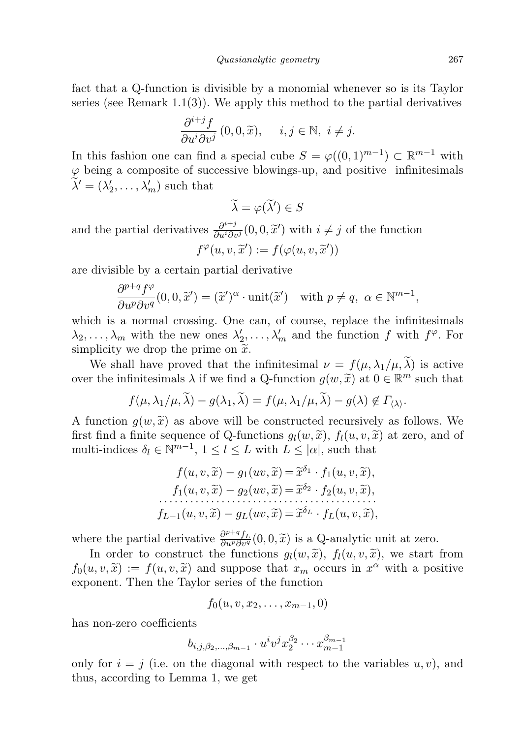fact that a Q-function is divisible by a monomial whenever so is its Taylor series (see Remark 1.1(3)). We apply this method to the partial derivatives

$$\frac{\partial^{i+j} f}{\partial u^i \partial v^j}\,(0,0,\widetilde{x}), \quad i,j \in \mathbb{N},\ i \neq j.$$

In this fashion one can find a special cube $S = \varphi((0,1)^{m-1}) \subset \mathbb{R}^{m-1}$ with $\varphi$ being a composite of successive blowings-up, and positive infinitesimals $\widetilde{\lambda}' = (\lambda_2', \ldots, \lambda_m')$ such that

$$\widetilde{\lambda} = \varphi(\widetilde{\lambda}') \in S$$

and the partial derivatives $\frac{\partial^{i+j}}{\partial u^i \partial v^j}(0,0,\widetilde{x}')$ with $i \neq j$ of the function

$$f^{\varphi}(u,v,\widetilde{x}') := f(\varphi(u,v,\widetilde{x}'))$$

are divisible by a certain partial derivative

$$\frac{\partial^{p+q} f^{\varphi}}{\partial u^p \partial v^q}(0,0,\widetilde{x}') = (\widetilde{x}')^{\alpha} \cdot \mathrm{unit}(\widetilde{x}') \quad \text{with } p \neq q,\ \alpha \in \mathbb{N}^{m-1},$$

which is a normal crossing. One can, of course, replace the infinitesimals $\lambda_2, \ldots, \lambda_m$ with the new ones $\lambda_2', \ldots, \lambda_m'$ and the function $f$ with $f^{\varphi}$. For simplicity we drop the prime on $\widetilde{x}$.

We shall have proved that the infinitesimal $\nu = f(\mu, \lambda_1/\mu, \widetilde{\lambda})$ is active over the infinitesimals $\lambda$ if we find a Q-function $g(w,\widetilde{x})$ at $0 \in \mathbb{R}^m$ such that

$$f(\mu, \lambda_1/\mu, \widetilde{\lambda}) - g(\lambda_1, \widetilde{\lambda}) = f(\mu, \lambda_1/\mu, \widetilde{\lambda}) - g(\lambda) \notin \Gamma_{\langle \lambda \rangle}.$$

A function $g(w,\widetilde{x})$ as above will be constructed recursively as follows. We first find a finite sequence of Q-functions $g_l(w,\widetilde{x})$, $f_l(u,v,\widetilde{x})$ at zero, and of multi-indices $\delta_l \in \mathbb{N}^{m-1}$, $1 \le l \le L$ with $L \le |\alpha|$, such that

$$\begin{aligned}
f(u,v,\widetilde{x}) - g_1(uv,\widetilde{x}) &= \widetilde{x}^{\delta_1} \cdot f_1(u,v,\widetilde{x}),\\
f_1(u,v,\widetilde{x}) - g_2(uv,\widetilde{x}) &= \widetilde{x}^{\delta_2} \cdot f_2(u,v,\widetilde{x}),\\
&\cdots\cdots\cdots\\
f_{L-1}(u,v,\widetilde{x}) - g_L(uv,\widetilde{x}) &= \widetilde{x}^{\delta_L} \cdot f_L(u,v,\widetilde{x}),
\end{aligned}$$

where the partial derivative $\frac{\partial^{p+q} f_L}{\partial u^p \partial v^q}(0,0,\widetilde{x})$ is a Q-analytic unit at zero.

In order to construct the functions $g_l(w,\widetilde{x})$, $f_l(u,v,\widetilde{x})$, we start from $f_0(u,v,\widetilde{x}) := f(u,v,\widetilde{x})$ and suppose that $x_m$ occurs in $x^{\alpha}$ with a positive exponent. Then the Taylor series of the function

$$f_0(u,v,x_2,\ldots,x_{m-1},0)$$

has non-zero coefficients

$$b_{i,j,\beta_2,\ldots,\beta_{m-1}} \cdot u^i v^j x_2^{\beta_2} \cdots x_{m-1}^{\beta_{m-1}}$$

only for $i = j$ (i.e. on the diagonal with respect to the variables $u,v$), and thus, according to Lemma 1, we get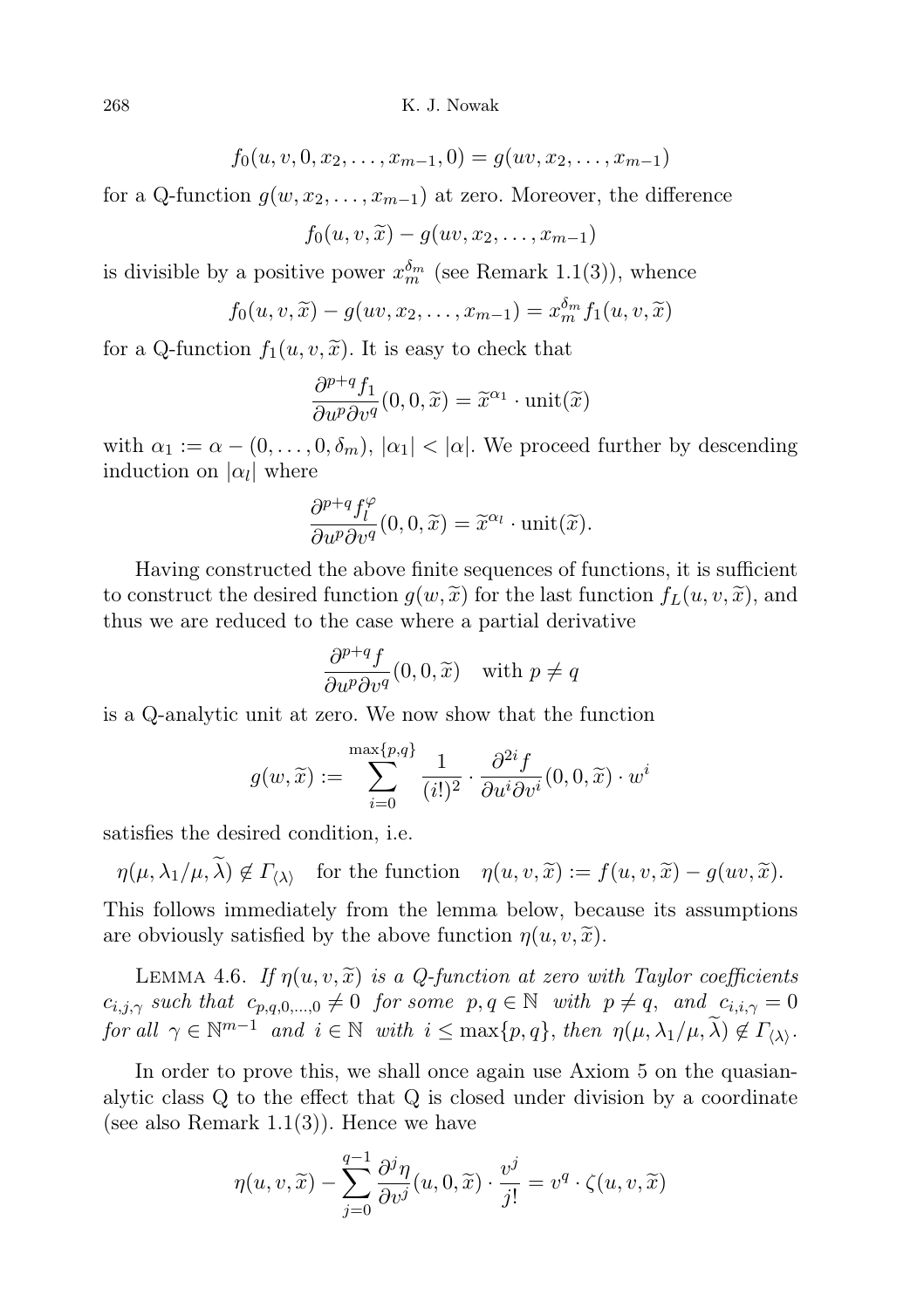$$f_0(u, v, 0, x_2, \dots, x_{m-1}, 0) = g(uv, x_2, \dots, x_{m-1})$$

for a Q-function $g(w, x_2, \dots, x_{m-1})$ at zero. Moreover, the difference

$$f_0(u, v, \widetilde{x}) - g(uv, x_2, \dots, x_{m-1})$$

is divisible by a positive power $x_m^{\delta_m}$ (see Remark 1.1(3)), whence

$$f_0(u, v, \widetilde{x}) - g(uv, x_2, \dots, x_{m-1}) = x_m^{\delta_m} f_1(u, v, \widetilde{x})$$

for a Q-function $f_1(u, v, \widetilde{x})$. It is easy to check that

$$\frac{\partial^{p+q} f_1}{\partial u^p \partial v^q}(0, 0, \widetilde{x}) = \widetilde{x}^{\alpha_1} \cdot \mathrm{unit}(\widetilde{x})$$

with $\alpha_1 := \alpha - (0, \dots, 0, \delta_m)$, $|\alpha_1| < |\alpha|$. We proceed further by descending induction on $|\alpha_l|$ where

$$\frac{\partial^{p+q} f_l^{\varphi}}{\partial u^p \partial v^q}(0, 0, \widetilde{x}) = \widetilde{x}^{\alpha_l} \cdot \mathrm{unit}(\widetilde{x}).$$

Having constructed the above finite sequences of functions, it is sufficient to construct the desired function $g(w, \widetilde{x})$ for the last function $f_L(u, v, \widetilde{x})$, and thus we are reduced to the case where a partial derivative

$$\frac{\partial^{p+q} f}{\partial u^p \partial v^q}(0, 0, \widetilde{x}) \quad \text{with } p \neq q$$

is a Q-analytic unit at zero. We now show that the function

$$g(w, \widetilde{x}) := \sum_{i=0}^{\max\{p,q\}} \frac{1}{(i!)^2} \cdot \frac{\partial^{2i} f}{\partial u^i \partial v^i}(0, 0, \widetilde{x}) \cdot w^i$$

satisfies the desired condition, i.e.

$$\eta(\mu, \lambda_1/\mu, \widetilde{\lambda}) \notin \Gamma_{\langle \lambda \rangle} \quad \text{for the function} \quad \eta(u, v, \widetilde{x}) := f(u, v, \widetilde{x}) - g(uv, \widetilde{x}).$$

This follows immediately from the lemma below, because its assumptions are obviously satisfied by the above function $\eta(u, v, \widetilde{x})$.

LEMMA 4.6. *If $\eta(u, v, \widetilde{x})$ is a Q-function at zero with Taylor coefficients $c_{i,j,\gamma}$ such that $c_{p,q,0,\dots,0} \neq 0$ for some $p, q \in \mathbb{N}$ with $p \neq q$, and $c_{i,i,\gamma} = 0$ for all $\gamma \in \mathbb{N}^{m-1}$ and $i \in \mathbb{N}$ with $i \leq \max\{p, q\}$, then $\eta(\mu, \lambda_1/\mu, \widetilde{\lambda}) \notin \Gamma_{\langle \lambda \rangle}$.*

In order to prove this, we shall once again use Axiom 5 on the quasianalytic class Q to the effect that Q is closed under division by a coordinate (see also Remark 1.1(3)). Hence we have

$$\eta(u, v, \widetilde{x}) - \sum_{j=0}^{q-1} \frac{\partial^j \eta}{\partial v^j}(u, 0, \widetilde{x}) \cdot \frac{v^j}{j!} = v^q \cdot \zeta(u, v, \widetilde{x})$$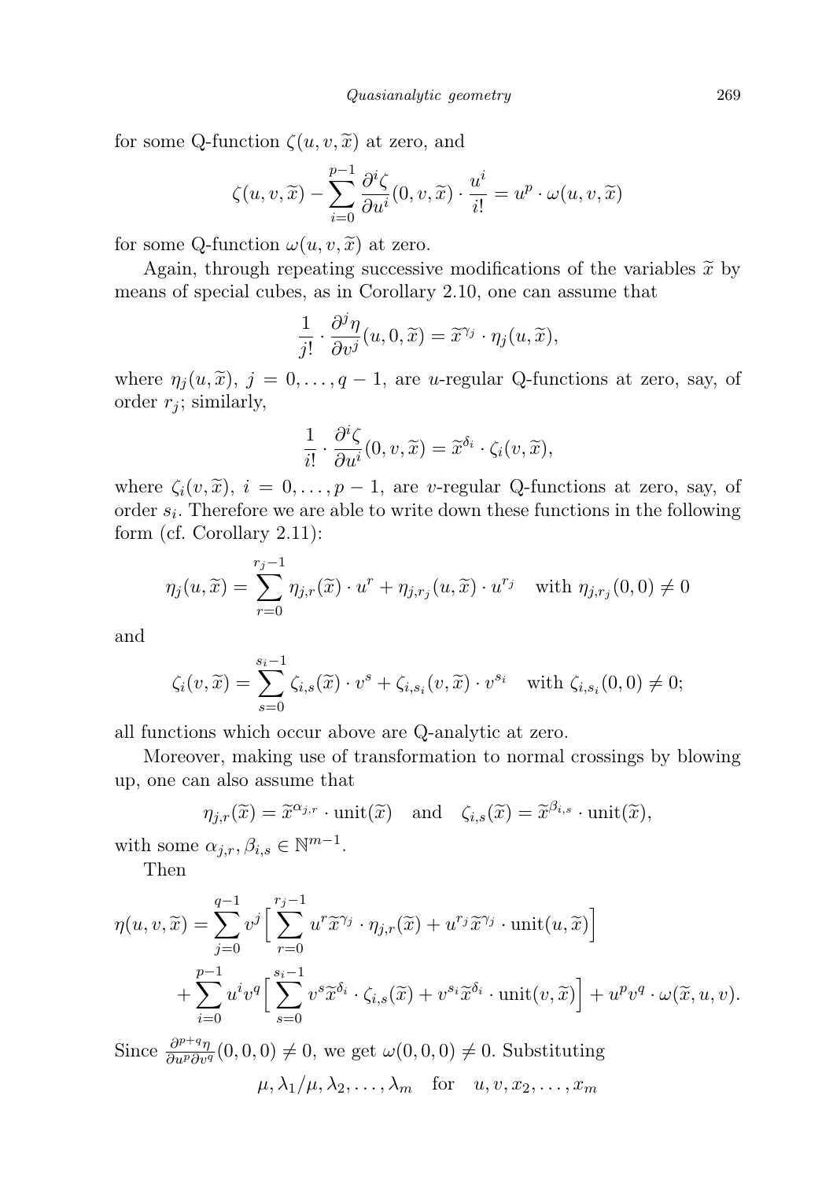for some Q-function $\zeta(u, v, \widetilde{x})$ at zero, and

$$\zeta(u, v, \widetilde{x}) - \sum_{i=0}^{p-1} \frac{\partial^i \zeta}{\partial u^i}(0, v, \widetilde{x}) \cdot \frac{u^i}{i!} = u^p \cdot \omega(u, v, \widetilde{x})$$

for some Q-function $\omega(u, v, \widetilde{x})$ at zero.

Again, through repeating successive modifications of the variables $\widetilde{x}$ by means of special cubes, as in Corollary 2.10, one can assume that

$$\frac{1}{j!} \cdot \frac{\partial^j \eta}{\partial v^j}(u, 0, \widetilde{x}) = \widetilde{x}^{\gamma_j} \cdot \eta_j(u, \widetilde{x}),$$

where $\eta_j(u, \widetilde{x})$, $j = 0, \ldots, q-1$, are $u$-regular Q-functions at zero, say, of order $r_j$; similarly,

$$\frac{1}{i!} \cdot \frac{\partial^i \zeta}{\partial u^i}(0, v, \widetilde{x}) = \widetilde{x}^{\delta_i} \cdot \zeta_i(v, \widetilde{x}),$$

where $\zeta_i(v, \widetilde{x})$, $i = 0, \ldots, p-1$, are $v$-regular Q-functions at zero, say, of order $s_i$. Therefore we are able to write down these functions in the following form (cf. Corollary 2.11):

$$\eta_j(u, \widetilde{x}) = \sum_{r=0}^{r_j - 1} \eta_{j,r}(\widetilde{x}) \cdot u^r + \eta_{j,r_j}(u, \widetilde{x}) \cdot u^{r_j} \quad \text{with } \eta_{j,r_j}(0, 0) \neq 0$$

and

$$\zeta_i(v, \widetilde{x}) = \sum_{s=0}^{s_i - 1} \zeta_{i,s}(\widetilde{x}) \cdot v^s + \zeta_{i,s_i}(v, \widetilde{x}) \cdot v^{s_i} \quad \text{with } \zeta_{i,s_i}(0, 0) \neq 0;$$

all functions which occur above are Q-analytic at zero.

Moreover, making use of transformation to normal crossings by blowing up, one can also assume that

$$\eta_{j,r}(\widetilde{x}) = \widetilde{x}^{\alpha_{j,r}} \cdot \text{unit}(\widetilde{x}) \quad \text{and} \quad \zeta_{i,s}(\widetilde{x}) = \widetilde{x}^{\beta_{i,s}} \cdot \text{unit}(\widetilde{x}),$$

with some $\alpha_{j,r}, \beta_{i,s} \in \mathbb{N}^{m-1}$.

Then

$$\begin{aligned}\eta(u, v, \widetilde{x}) = &\sum_{j=0}^{q-1} v^j \Big[ \sum_{r=0}^{r_j - 1} u^r \widetilde{x}^{\gamma_j} \cdot \eta_{j,r}(\widetilde{x}) + u^{r_j} \widetilde{x}^{\gamma_j} \cdot \text{unit}(u, \widetilde{x}) \Big] \\ &+ \sum_{i=0}^{p-1} u^i v^q \Big[ \sum_{s=0}^{s_i - 1} v^s \widetilde{x}^{\delta_i} \cdot \zeta_{i,s}(\widetilde{x}) + v^{s_i} \widetilde{x}^{\delta_i} \cdot \text{unit}(v, \widetilde{x}) \Big] + u^p v^q \cdot \omega(\widetilde{x}, u, v).\end{aligned}$$

Since $\frac{\partial^{p+q} \eta}{\partial u^p \partial v^q}(0, 0, 0) \neq 0$, we get $\omega(0, 0, 0) \neq 0$. Substituting

$$\mu, \lambda_1/\mu, \lambda_2, \ldots, \lambda_m \quad \text{for} \quad u, v, x_2, \ldots, x_m$$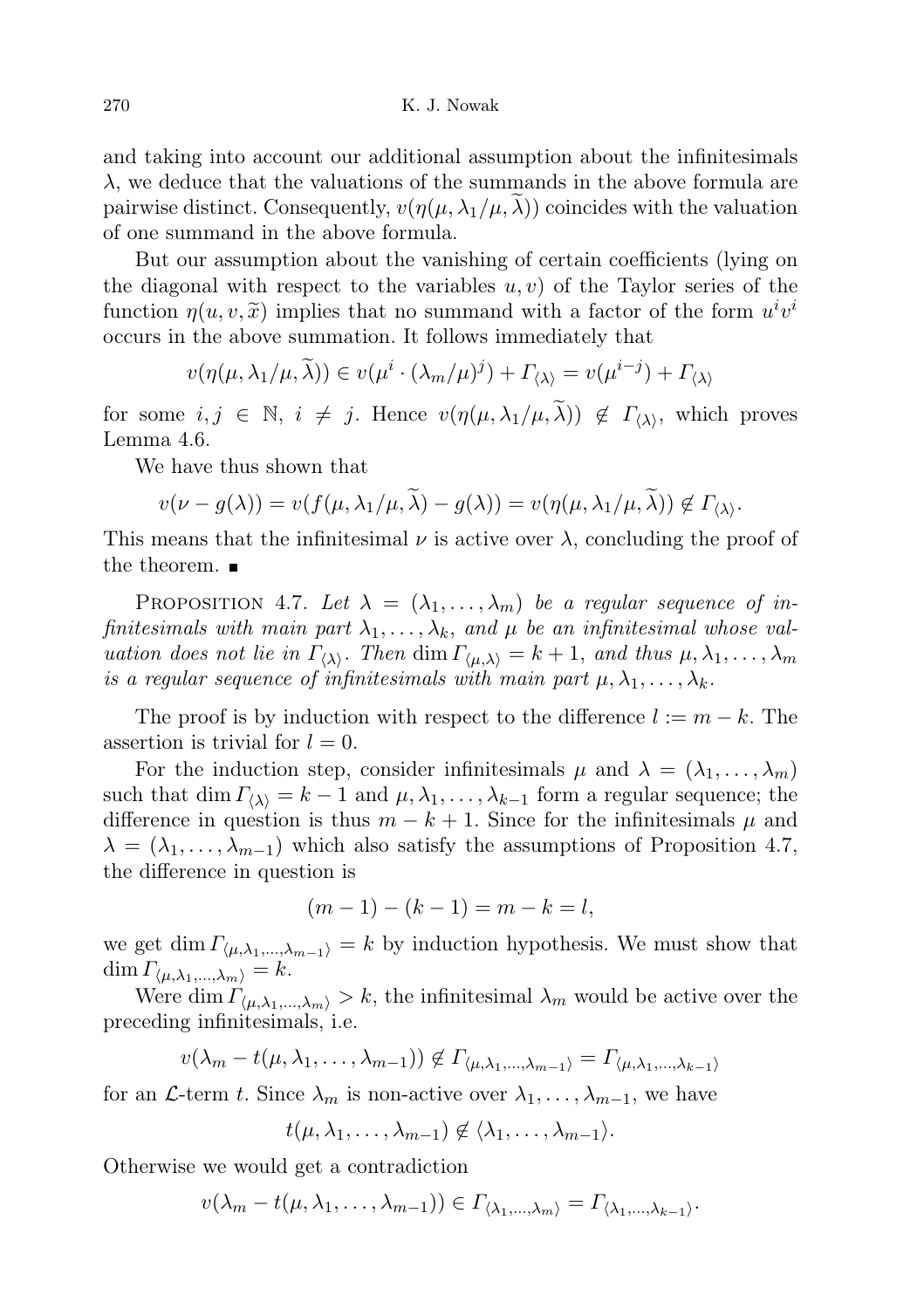and taking into account our additional assumption about the infinitesimals $\lambda$, we deduce that the valuations of the summands in the above formula are pairwise distinct. Consequently, $v(\eta(\mu, \lambda_1/\mu, \widetilde{\lambda}))$ coincides with the valuation of one summand in the above formula.

But our assumption about the vanishing of certain coefficients (lying on the diagonal with respect to the variables $u, v$) of the Taylor series of the function $\eta(u, v, \widetilde{x})$ implies that no summand with a factor of the form $u^i v^i$ occurs in the above summation. It follows immediately that

$$v(\eta(\mu, \lambda_1/\mu, \widetilde{\lambda})) \in v(\mu^i \cdot (\lambda_m/\mu)^j) + \Gamma_{\langle\lambda\rangle} = v(\mu^{i-j}) + \Gamma_{\langle\lambda\rangle}$$

for some $i, j \in \mathbb{N}$, $i \neq j$. Hence $v(\eta(\mu, \lambda_1/\mu, \widetilde{\lambda})) \notin \Gamma_{\langle\lambda\rangle}$, which proves Lemma 4.6.

We have thus shown that

$$v(\nu - g(\lambda)) = v(f(\mu, \lambda_1/\mu, \widetilde{\lambda}) - g(\lambda)) = v(\eta(\mu, \lambda_1/\mu, \widetilde{\lambda})) \notin \Gamma_{\langle\lambda\rangle}.$$

This means that the infinitesimal $\nu$ is active over $\lambda$, concluding the proof of the theorem. ∎

Proposition 4.7. *Let $\lambda = (\lambda_1, \ldots, \lambda_m)$ be a regular sequence of infinitesimals with main part $\lambda_1, \ldots, \lambda_k$, and $\mu$ be an infinitesimal whose valuation does not lie in $\Gamma_{\langle\lambda\rangle}$. Then $\dim \Gamma_{\langle\mu,\lambda\rangle} = k + 1$, and thus $\mu, \lambda_1, \ldots, \lambda_m$ is a regular sequence of infinitesimals with main part $\mu, \lambda_1, \ldots, \lambda_k$.*

The proof is by induction with respect to the difference $l := m - k$. The assertion is trivial for $l = 0$.

For the induction step, consider infinitesimals $\mu$ and $\lambda = (\lambda_1, \ldots, \lambda_m)$ such that $\dim \Gamma_{\langle\lambda\rangle} = k - 1$ and $\mu, \lambda_1, \ldots, \lambda_{k-1}$ form a regular sequence; the difference in question is thus $m - k + 1$. Since for the infinitesimals $\mu$ and $\lambda = (\lambda_1, \ldots, \lambda_{m-1})$ which also satisfy the assumptions of Proposition 4.7, the difference in question is

$$(m - 1) - (k - 1) = m - k = l,$$

we get $\dim \Gamma_{\langle\mu,\lambda_1,\ldots,\lambda_{m-1}\rangle} = k$ by induction hypothesis. We must show that $\dim \Gamma_{\langle\mu,\lambda_1,\ldots,\lambda_m\rangle} = k$.

Were $\dim \Gamma_{\langle\mu,\lambda_1,\ldots,\lambda_m\rangle} > k$, the infinitesimal $\lambda_m$ would be active over the preceding infinitesimals, i.e.

$$v(\lambda_m - t(\mu, \lambda_1, \ldots, \lambda_{m-1})) \notin \Gamma_{\langle\mu,\lambda_1,\ldots,\lambda_{m-1}\rangle} = \Gamma_{\langle\mu,\lambda_1,\ldots,\lambda_{k-1}\rangle}$$

for an $\mathcal{L}$-term $t$. Since $\lambda_m$ is non-active over $\lambda_1, \ldots, \lambda_{m-1}$, we have

$$t(\mu, \lambda_1, \ldots, \lambda_{m-1}) \notin \langle\lambda_1, \ldots, \lambda_{m-1}\rangle.$$

Otherwise we would get a contradiction

$$v(\lambda_m - t(\mu, \lambda_1, \ldots, \lambda_{m-1})) \in \Gamma_{\langle\lambda_1,\ldots,\lambda_m\rangle} = \Gamma_{\langle\lambda_1,\ldots,\lambda_{k-1}\rangle}.$$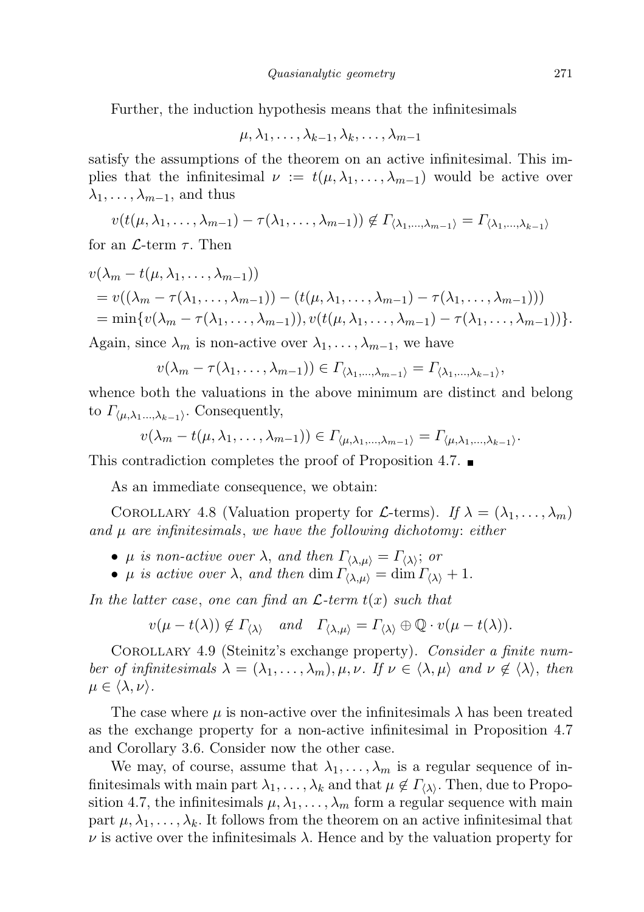Further, the induction hypothesis means that the infinitesimals

$$\mu, \lambda_1, \ldots, \lambda_{k-1}, \lambda_k, \ldots, \lambda_{m-1}$$

satisfy the assumptions of the theorem on an active infinitesimal. This implies that the infinitesimal $\nu := t(\mu, \lambda_1, \ldots, \lambda_{m-1})$ would be active over $\lambda_1, \ldots, \lambda_{m-1}$, and thus

$$v(t(\mu, \lambda_1, \ldots, \lambda_{m-1}) - \tau(\lambda_1, \ldots, \lambda_{m-1})) \notin \Gamma_{\langle \lambda_1, \ldots, \lambda_{m-1} \rangle} = \Gamma_{\langle \lambda_1, \ldots, \lambda_{k-1} \rangle}$$

for an $\mathcal{L}$-term $\tau$. Then

$$\begin{aligned}
&v(\lambda_m - t(\mu, \lambda_1, \ldots, \lambda_{m-1})) \\
&= v((\lambda_m - \tau(\lambda_1, \ldots, \lambda_{m-1})) - (t(\mu, \lambda_1, \ldots, \lambda_{m-1}) - \tau(\lambda_1, \ldots, \lambda_{m-1}))) \\
&= \min\{v(\lambda_m - \tau(\lambda_1, \ldots, \lambda_{m-1})), v(t(\mu, \lambda_1, \ldots, \lambda_{m-1}) - \tau(\lambda_1, \ldots, \lambda_{m-1}))\}.
\end{aligned}$$

Again, since $\lambda_m$ is non-active over $\lambda_1, \ldots, \lambda_{m-1}$, we have

$$v(\lambda_m - \tau(\lambda_1, \ldots, \lambda_{m-1})) \in \Gamma_{\langle \lambda_1, \ldots, \lambda_{m-1} \rangle} = \Gamma_{\langle \lambda_1, \ldots, \lambda_{k-1} \rangle},$$

whence both the valuations in the above minimum are distinct and belong to $\Gamma_{\langle \mu, \lambda_1 \ldots, \lambda_{k-1} \rangle}$. Consequently,

$$v(\lambda_m - t(\mu, \lambda_1, \ldots, \lambda_{m-1})) \in \Gamma_{\langle \mu, \lambda_1, \ldots, \lambda_{m-1} \rangle} = \Gamma_{\langle \mu, \lambda_1, \ldots, \lambda_{k-1} \rangle}.$$

This contradiction completes the proof of Proposition 4.7. ∎

As an immediate consequence, we obtain:

Corollary 4.8 (Valuation property for $\mathcal{L}$-terms). *If $\lambda = (\lambda_1, \ldots, \lambda_m)$ and $\mu$ are infinitesimals, we have the following dichotomy: either*

- *$\mu$ is non-active over $\lambda$, and then $\Gamma_{\langle \lambda, \mu \rangle} = \Gamma_{\langle \lambda \rangle}$; or*
- *$\mu$ is active over $\lambda$, and then $\dim \Gamma_{\langle \lambda, \mu \rangle} = \dim \Gamma_{\langle \lambda \rangle} + 1$.*

*In the latter case, one can find an $\mathcal{L}$-term $t(x)$ such that*

$$v(\mu - t(\lambda)) \notin \Gamma_{\langle \lambda \rangle} \quad \text{and} \quad \Gamma_{\langle \lambda, \mu \rangle} = \Gamma_{\langle \lambda \rangle} \oplus \mathbb{Q} \cdot v(\mu - t(\lambda)).$$

Corollary 4.9 (Steinitz's exchange property). *Consider a finite number of infinitesimals $\lambda = (\lambda_1, \ldots, \lambda_m), \mu, \nu$. If $\nu \in \langle \lambda, \mu \rangle$ and $\nu \notin \langle \lambda \rangle$, then $\mu \in \langle \lambda, \nu \rangle$.*

The case where $\mu$ is non-active over the infinitesimals $\lambda$ has been treated as the exchange property for a non-active infinitesimal in Proposition 4.7 and Corollary 3.6. Consider now the other case.

We may, of course, assume that $\lambda_1, \ldots, \lambda_m$ is a regular sequence of infinitesimals with main part $\lambda_1, \ldots, \lambda_k$ and that $\mu \notin \Gamma_{\langle \lambda \rangle}$. Then, due to Proposition 4.7, the infinitesimals $\mu, \lambda_1, \ldots, \lambda_m$ form a regular sequence with main part $\mu, \lambda_1, \ldots, \lambda_k$. It follows from the theorem on an active infinitesimal that $\nu$ is active over the infinitesimals $\lambda$. Hence and by the valuation property for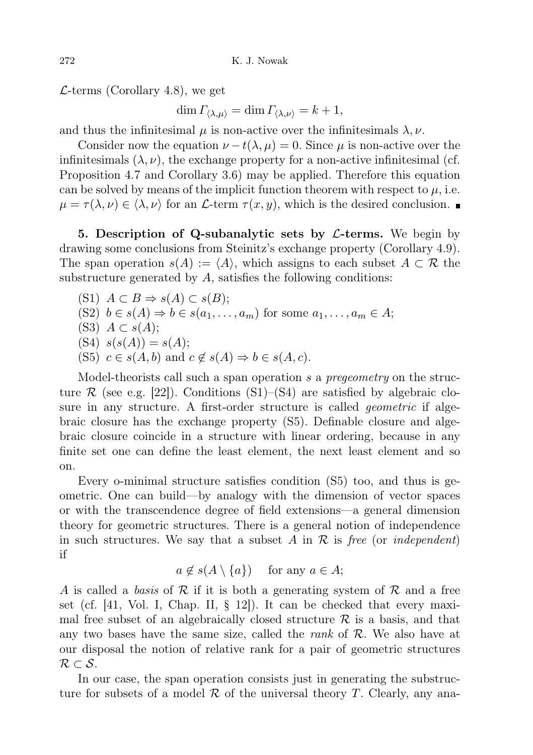$\mathcal{L}$-terms (Corollary 4.8), we get

$$\dim \Gamma_{\langle\lambda,\mu\rangle} = \dim \Gamma_{\langle\lambda,\nu\rangle} = k+1,$$

and thus the infinitesimal $\mu$ is non-active over the infinitesimals $\lambda, \nu$.

Consider now the equation $\nu - t(\lambda,\mu) = 0$. Since $\mu$ is non-active over the infinitesimals $(\lambda,\nu)$, the exchange property for a non-active infinitesimal (cf. Proposition 4.7 and Corollary 3.6) may be applied. Therefore this equation can be solved by means of the implicit function theorem with respect to $\mu$, i.e. $\mu = \tau(\lambda,\nu) \in \langle\lambda,\nu\rangle$ for an $\mathcal{L}$-term $\tau(x,y)$, which is the desired conclusion. ∎

**5. Description of Q-subanalytic sets by $\mathcal{L}$-terms.** We begin by drawing some conclusions from Steinitz's exchange property (Corollary 4.9). The span operation $s(A) := \langle A\rangle$, which assigns to each subset $A \subset \mathcal{R}$ the substructure generated by $A$, satisfies the following conditions:

- (S1) $A \subset B \Rightarrow s(A) \subset s(B)$;
- (S2) $b \in s(A) \Rightarrow b \in s(a_1,\ldots,a_m)$ for some $a_1,\ldots,a_m \in A$;
- (S3) $A \subset s(A)$;
- (S4) $s(s(A)) = s(A)$;
- (S5) $c \in s(A,b)$ and $c \notin s(A) \Rightarrow b \in s(A,c)$.

Model-theorists call such a span operation $s$ a *pregeometry* on the structure $\mathcal{R}$ (see e.g. [22]). Conditions (S1)–(S4) are satisfied by algebraic closure in any structure. A first-order structure is called *geometric* if algebraic closure has the exchange property (S5). Definable closure and algebraic closure coincide in a structure with linear ordering, because in any finite set one can define the least element, the next least element and so on.

Every o-minimal structure satisfies condition (S5) too, and thus is geometric. One can build—by analogy with the dimension of vector spaces or with the transcendence degree of field extensions—a general dimension theory for geometric structures. There is a general notion of independence in such structures. We say that a subset $A$ in $\mathcal{R}$ is *free* (or *independent*) if

$$a \notin s(A \setminus \{a\}) \quad \text{for any } a \in A;$$

$A$ is called a *basis* of $\mathcal{R}$ if it is both a generating system of $\mathcal{R}$ and a free set (cf. [41, Vol. I, Chap. II, § 12]). It can be checked that every maximal free subset of an algebraically closed structure $\mathcal{R}$ is a basis, and that any two bases have the same size, called the *rank* of $\mathcal{R}$. We also have at our disposal the notion of relative rank for a pair of geometric structures $\mathcal{R} \subset \mathcal{S}$.

In our case, the span operation consists just in generating the substructure for subsets of a model $\mathcal{R}$ of the universal theory $T$. Clearly, any ana-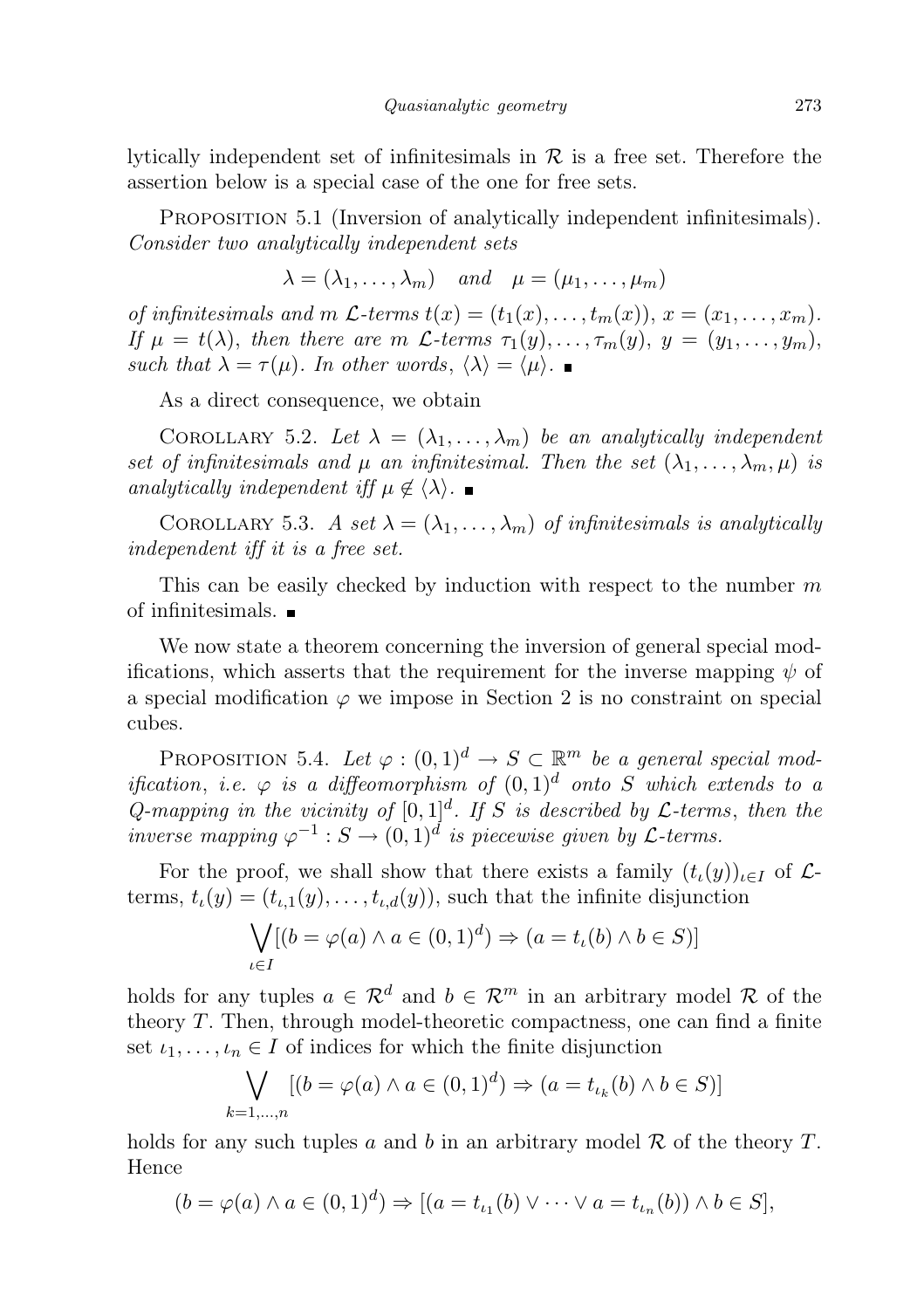lytically independent set of infinitesimals in $\mathcal{R}$ is a free set. Therefore the assertion below is a special case of the one for free sets.

Proposition 5.1 (Inversion of analytically independent infinitesimals). *Consider two analytically independent sets*

$$\lambda = (\lambda_1, \ldots, \lambda_m) \quad \textit{and} \quad \mu = (\mu_1, \ldots, \mu_m)$$

*of infinitesimals and $m$ $\mathcal{L}$-terms $t(x) = (t_1(x), \ldots, t_m(x))$, $x = (x_1, \ldots, x_m)$. If $\mu = t(\lambda)$, then there are $m$ $\mathcal{L}$-terms $\tau_1(y), \ldots, \tau_m(y)$, $y = (y_1, \ldots, y_m)$, such that $\lambda = \tau(\mu)$. In other words, $\langle \lambda \rangle = \langle \mu \rangle$.* ■

As a direct consequence, we obtain

Corollary 5.2. *Let $\lambda = (\lambda_1, \ldots, \lambda_m)$ be an analytically independent set of infinitesimals and $\mu$ an infinitesimal. Then the set $(\lambda_1, \ldots, \lambda_m, \mu)$ is analytically independent iff $\mu \notin \langle \lambda \rangle$.* ■

Corollary 5.3. *A set $\lambda = (\lambda_1, \ldots, \lambda_m)$ of infinitesimals is analytically independent iff it is a free set.*

This can be easily checked by induction with respect to the number $m$ of infinitesimals. ■

We now state a theorem concerning the inversion of general special modifications, which asserts that the requirement for the inverse mapping $\psi$ of a special modification $\varphi$ we impose in Section 2 is no constraint on special cubes.

Proposition 5.4. *Let $\varphi : (0,1)^d \to S \subset \mathbb{R}^m$ be a general special modification, i.e. $\varphi$ is a diffeomorphism of $(0,1)^d$ onto $S$ which extends to a $Q$-mapping in the vicinity of $[0,1]^d$. If $S$ is described by $\mathcal{L}$-terms, then the inverse mapping $\varphi^{-1} : S \to (0,1)^d$ is piecewise given by $\mathcal{L}$-terms.*

For the proof, we shall show that there exists a family $(t_\iota(y))_{\iota \in I}$ of $\mathcal{L}$-terms, $t_\iota(y) = (t_{\iota,1}(y), \ldots, t_{\iota,d}(y))$, such that the infinite disjunction

$$\bigvee_{\iota \in I} [(b = \varphi(a) \wedge a \in (0,1)^d) \Rightarrow (a = t_\iota(b) \wedge b \in S)]$$

holds for any tuples $a \in \mathcal{R}^d$ and $b \in \mathcal{R}^m$ in an arbitrary model $\mathcal{R}$ of the theory $T$. Then, through model-theoretic compactness, one can find a finite set $\iota_1, \ldots, \iota_n \in I$ of indices for which the finite disjunction

$$\bigvee_{k=1,\ldots,n} [(b = \varphi(a) \wedge a \in (0,1)^d) \Rightarrow (a = t_{\iota_k}(b) \wedge b \in S)]$$

holds for any such tuples $a$ and $b$ in an arbitrary model $\mathcal{R}$ of the theory $T$. Hence

$$(b = \varphi(a) \wedge a \in (0,1)^d) \Rightarrow [(a = t_{\iota_1}(b) \vee \cdots \vee a = t_{\iota_n}(b)) \wedge b \in S],$$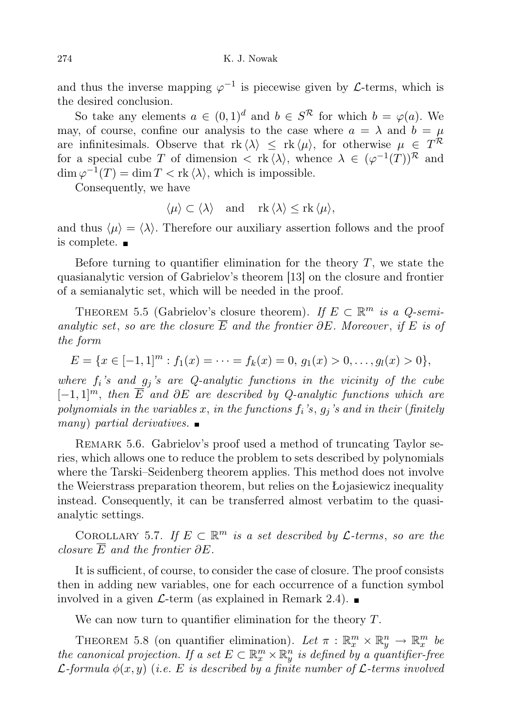and thus the inverse mapping $\varphi^{-1}$ is piecewise given by $\mathcal{L}$-terms, which is the desired conclusion.

So take any elements $a \in (0,1)^d$ and $b \in S^{\mathcal{R}}$ for which $b = \varphi(a)$. We may, of course, confine our analysis to the case where $a = \lambda$ and $b = \mu$ are infinitesimals. Observe that $\operatorname{rk}\langle\lambda\rangle \leq \operatorname{rk}\langle\mu\rangle$, for otherwise $\mu \in T^{\mathcal{R}}$ for a special cube $T$ of dimension $< \operatorname{rk}\langle\lambda\rangle$, whence $\lambda \in (\varphi^{-1}(T))^{\mathcal{R}}$ and $\dim \varphi^{-1}(T) = \dim T < \operatorname{rk}\langle\lambda\rangle$, which is impossible.

Consequently, we have

$$\langle\mu\rangle \subset \langle\lambda\rangle \quad \text{and} \quad \operatorname{rk}\langle\lambda\rangle \leq \operatorname{rk}\langle\mu\rangle,$$

and thus $\langle\mu\rangle = \langle\lambda\rangle$. Therefore our auxiliary assertion follows and the proof is complete. ∎

Before turning to quantifier elimination for the theory $T$, we state the quasianalytic version of Gabrielov's theorem [13] on the closure and frontier of a semianalytic set, which will be needed in the proof.

Theorem 5.5 (Gabrielov's closure theorem). *If $E \subset \mathbb{R}^m$ is a $Q$-semianalytic set, so are the closure $\overline{E}$ and the frontier $\partial E$. Moreover, if $E$ is of the form*

$$E = \{x \in [-1,1]^m : f_1(x) = \cdots = f_k(x) = 0,\ g_1(x) > 0, \ldots, g_l(x) > 0\},$$

*where $f_i$'s and $g_j$'s are $Q$-analytic functions in the vicinity of the cube $[-1,1]^m$, then $\overline{E}$ and $\partial E$ are described by $Q$-analytic functions which are polynomials in the variables $x$, in the functions $f_i$'s, $g_j$'s and in their (finitely many) partial derivatives.* ∎

Remark 5.6. Gabrielov's proof used a method of truncating Taylor series, which allows one to reduce the problem to sets described by polynomials where the Tarski–Seidenberg theorem applies. This method does not involve the Weierstrass preparation theorem, but relies on the Łojasiewicz inequality instead. Consequently, it can be transferred almost verbatim to the quasianalytic settings.

Corollary 5.7. *If $E \subset \mathbb{R}^m$ is a set described by $\mathcal{L}$-terms, so are the closure $\overline{E}$ and the frontier $\partial E$.*

It is sufficient, of course, to consider the case of closure. The proof consists then in adding new variables, one for each occurrence of a function symbol involved in a given $\mathcal{L}$-term (as explained in Remark 2.4). ∎

We can now turn to quantifier elimination for the theory $T$.

Theorem 5.8 (on quantifier elimination). *Let $\pi : \mathbb{R}^m_x \times \mathbb{R}^n_y \to \mathbb{R}^m_x$ be the canonical projection. If a set $E \subset \mathbb{R}^m_x \times \mathbb{R}^n_y$ is defined by a quantifier-free $\mathcal{L}$-formula $\phi(x,y)$ (i.e. $E$ is described by a finite number of $\mathcal{L}$-terms involved*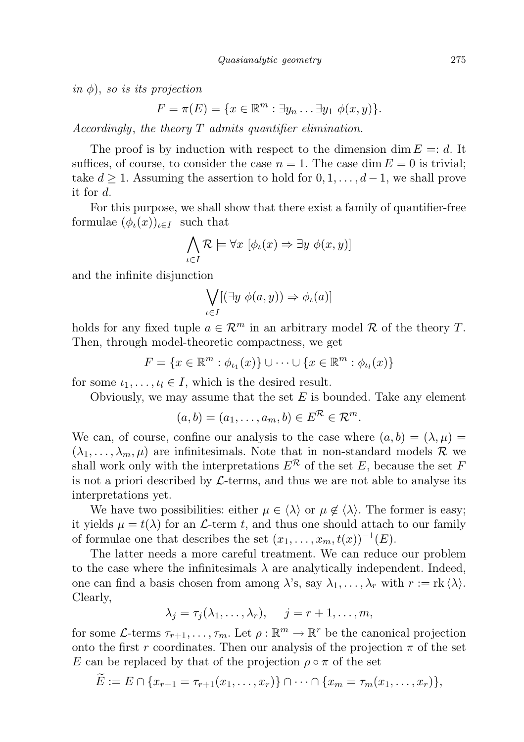*in* $\phi$), *so is its projection*

$$F = \pi(E) = \{x \in \mathbb{R}^m : \exists y_n \ldots \exists y_1 \ \phi(x,y)\}.$$

*Accordingly*, *the theory* $T$ *admits quantifier elimination.*

The proof is by induction with respect to the dimension $\dim E =: d$. It suffices, of course, to consider the case $n = 1$. The case $\dim E = 0$ is trivial; take $d \geq 1$. Assuming the assertion to hold for $0, 1, \ldots, d-1$, we shall prove it for $d$.

For this purpose, we shall show that there exist a family of quantifier-free formulae $(\phi_\iota(x))_{\iota \in I}$ such that

$$\bigwedge_{\iota \in I} \mathcal{R} \models \forall x \ [\phi_\iota(x) \Rightarrow \exists y \ \phi(x,y)]$$

and the infinite disjunction

$$\bigvee_{\iota \in I} [(\exists y \ \phi(a,y)) \Rightarrow \phi_\iota(a)]$$

holds for any fixed tuple $a \in \mathcal{R}^m$ in an arbitrary model $\mathcal{R}$ of the theory $T$. Then, through model-theoretic compactness, we get

$$F = \{x \in \mathbb{R}^m : \phi_{\iota_1}(x)\} \cup \cdots \cup \{x \in \mathbb{R}^m : \phi_{\iota_l}(x)\}$$

for some $\iota_1, \ldots, \iota_l \in I$, which is the desired result.

Obviously, we may assume that the set $E$ is bounded. Take any element

$$(a,b) = (a_1, \ldots, a_m, b) \in E^{\mathcal{R}} \in \mathcal{R}^m.$$

We can, of course, confine our analysis to the case where $(a,b) = (\lambda, \mu) = (\lambda_1, \ldots, \lambda_m, \mu)$ are infinitesimals. Note that in non-standard models $\mathcal{R}$ we shall work only with the interpretations $E^{\mathcal{R}}$ of the set $E$, because the set $F$ is not a priori described by $\mathcal{L}$-terms, and thus we are not able to analyse its interpretations yet.

We have two possibilities: either $\mu \in \langle \lambda \rangle$ or $\mu \notin \langle \lambda \rangle$. The former is easy; it yields $\mu = t(\lambda)$ for an $\mathcal{L}$-term $t$, and thus one should attach to our family of formulae one that describes the set $(x_1, \ldots, x_m, t(x))^{-1}(E)$.

The latter needs a more careful treatment. We can reduce our problem to the case where the infinitesimals $\lambda$ are analytically independent. Indeed, one can find a basis chosen from among $\lambda$'s, say $\lambda_1, \ldots, \lambda_r$ with $r := \operatorname{rk} \langle \lambda \rangle$. Clearly,

$$\lambda_j = \tau_j(\lambda_1, \ldots, \lambda_r), \quad j = r+1, \ldots, m,$$

for some $\mathcal{L}$-terms $\tau_{r+1}, \ldots, \tau_m$. Let $\rho : \mathbb{R}^m \to \mathbb{R}^r$ be the canonical projection onto the first $r$ coordinates. Then our analysis of the projection $\pi$ of the set $E$ can be replaced by that of the projection $\rho \circ \pi$ of the set

$$\widetilde{E} := E \cap \{x_{r+1} = \tau_{r+1}(x_1, \ldots, x_r)\} \cap \cdots \cap \{x_m = \tau_m(x_1, \ldots, x_r)\},$$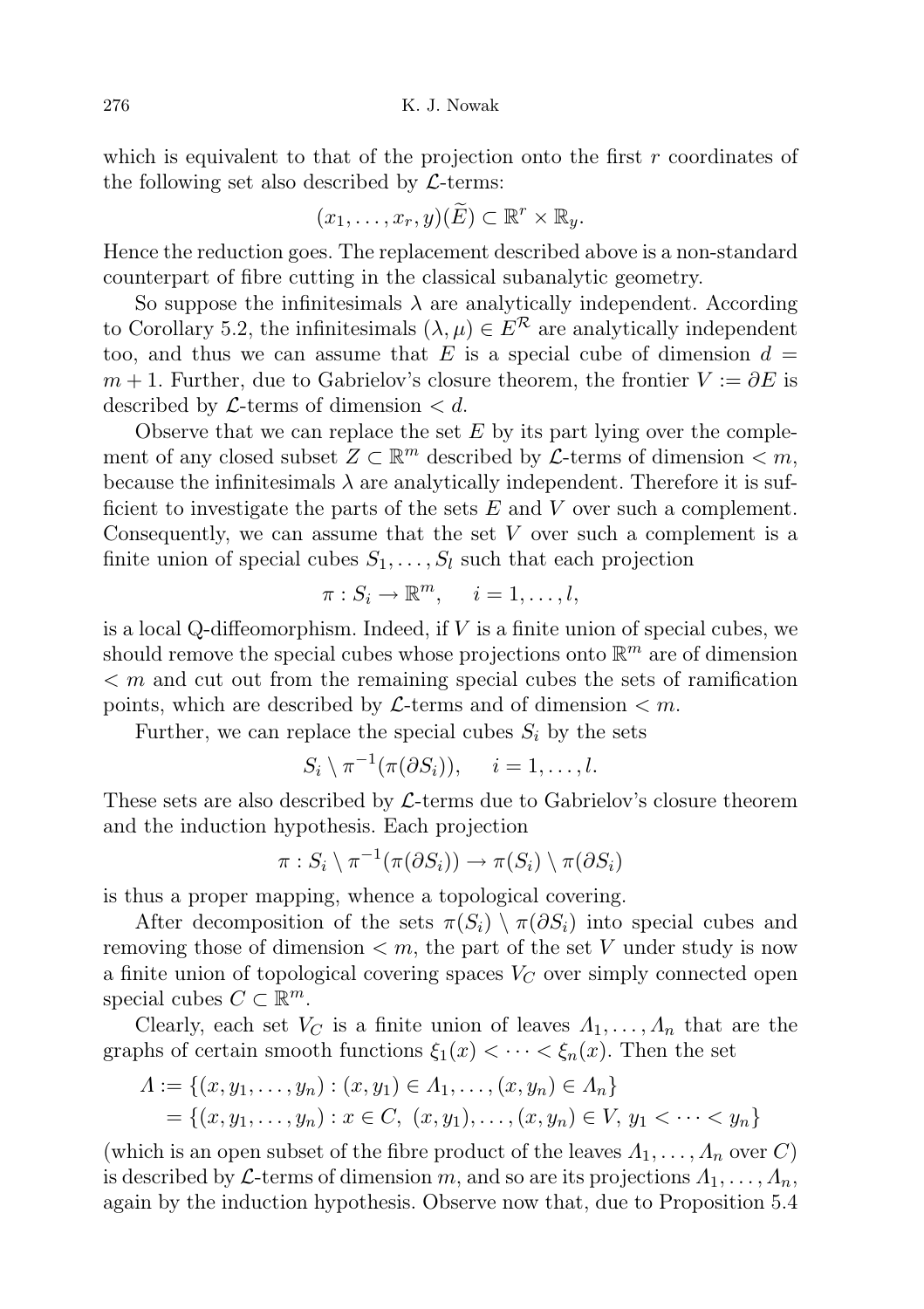which is equivalent to that of the projection onto the first $r$ coordinates of the following set also described by $\mathcal{L}$-terms:

$$(x_1, \dots, x_r, y)(\widetilde{E}) \subset \mathbb{R}^r \times \mathbb{R}_y.$$

Hence the reduction goes. The replacement described above is a non-standard counterpart of fibre cutting in the classical subanalytic geometry.

So suppose the infinitesimals $\lambda$ are analytically independent. According to Corollary 5.2, the infinitesimals $(\lambda, \mu) \in E^{\mathcal{R}}$ are analytically independent too, and thus we can assume that $E$ is a special cube of dimension $d = m + 1$. Further, due to Gabrielov's closure theorem, the frontier $V := \partial E$ is described by $\mathcal{L}$-terms of dimension $< d$.

Observe that we can replace the set $E$ by its part lying over the complement of any closed subset $Z \subset \mathbb{R}^m$ described by $\mathcal{L}$-terms of dimension $< m$, because the infinitesimals $\lambda$ are analytically independent. Therefore it is sufficient to investigate the parts of the sets $E$ and $V$ over such a complement. Consequently, we can assume that the set $V$ over such a complement is a finite union of special cubes $S_1, \dots, S_l$ such that each projection

$$\pi : S_i \to \mathbb{R}^m, \quad i = 1, \dots, l,$$

is a local Q-diffeomorphism. Indeed, if $V$ is a finite union of special cubes, we should remove the special cubes whose projections onto $\mathbb{R}^m$ are of dimension $< m$ and cut out from the remaining special cubes the sets of ramification points, which are described by $\mathcal{L}$-terms and of dimension $< m$.

Further, we can replace the special cubes $S_i$ by the sets

$$S_i \setminus \pi^{-1}(\pi(\partial S_i)), \quad i = 1, \dots, l.$$

These sets are also described by $\mathcal{L}$-terms due to Gabrielov's closure theorem and the induction hypothesis. Each projection

$$\pi : S_i \setminus \pi^{-1}(\pi(\partial S_i)) \to \pi(S_i) \setminus \pi(\partial S_i)$$

is thus a proper mapping, whence a topological covering.

After decomposition of the sets $\pi(S_i) \setminus \pi(\partial S_i)$ into special cubes and removing those of dimension $< m$, the part of the set $V$ under study is now a finite union of topological covering spaces $V_C$ over simply connected open special cubes $C \subset \mathbb{R}^m$.

Clearly, each set $V_C$ is a finite union of leaves $\Lambda_1, \dots, \Lambda_n$ that are the graphs of certain smooth functions $\xi_1(x) < \dots < \xi_n(x)$. Then the set

$$\begin{aligned}\Lambda &:= \{(x, y_1, \dots, y_n) : (x, y_1) \in \Lambda_1, \dots, (x, y_n) \in \Lambda_n\} \\ &= \{(x, y_1, \dots, y_n) : x \in C,\ (x, y_1), \dots, (x, y_n) \in V,\ y_1 < \dots < y_n\}\end{aligned}$$

(which is an open subset of the fibre product of the leaves $\Lambda_1, \dots, \Lambda_n$ over $C$) is described by $\mathcal{L}$-terms of dimension $m$, and so are its projections $\Lambda_1, \dots, \Lambda_n$, again by the induction hypothesis. Observe now that, due to Proposition 5.4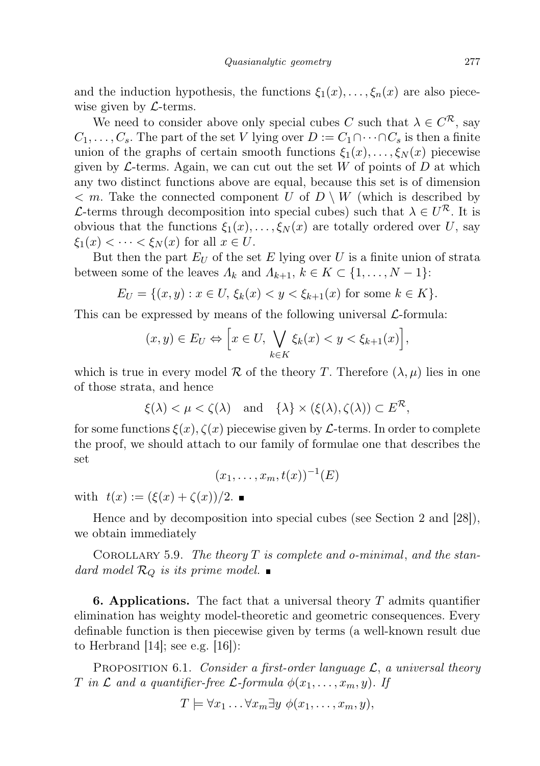and the induction hypothesis, the functions $\xi_1(x), \ldots, \xi_n(x)$ are also piecewise given by $\mathcal{L}$-terms.

We need to consider above only special cubes $C$ such that $\lambda \in C^{\mathcal{R}}$, say $C_1, \ldots, C_s$. The part of the set $V$ lying over $D := C_1 \cap \cdots \cap C_s$ is then a finite union of the graphs of certain smooth functions $\xi_1(x), \ldots, \xi_N(x)$ piecewise given by $\mathcal{L}$-terms. Again, we can cut out the set $W$ of points of $D$ at which any two distinct functions above are equal, because this set is of dimension $< m$. Take the connected component $U$ of $D \setminus W$ (which is described by $\mathcal{L}$-terms through decomposition into special cubes) such that $\lambda \in U^{\mathcal{R}}$. It is obvious that the functions $\xi_1(x), \ldots, \xi_N(x)$ are totally ordered over $U$, say $\xi_1(x) < \cdots < \xi_N(x)$ for all $x \in U$.

But then the part $E_U$ of the set $E$ lying over $U$ is a finite union of strata between some of the leaves $\Lambda_k$ and $\Lambda_{k+1}$, $k \in K \subset \{1, \ldots, N-1\}$:

$$E_U = \{(x, y) : x \in U,\ \xi_k(x) < y < \xi_{k+1}(x) \text{ for some } k \in K\}.$$

This can be expressed by means of the following universal $\mathcal{L}$-formula:

$$(x, y) \in E_U \Leftrightarrow \Big[x \in U,\ \bigvee_{k \in K} \xi_k(x) < y < \xi_{k+1}(x)\Big],$$

which is true in every model $\mathcal{R}$ of the theory $T$. Therefore $(\lambda, \mu)$ lies in one of those strata, and hence

$$\xi(\lambda) < \mu < \zeta(\lambda) \quad \text{and} \quad \{\lambda\} \times (\xi(\lambda), \zeta(\lambda)) \subset E^{\mathcal{R}},$$

for some functions $\xi(x), \zeta(x)$ piecewise given by $\mathcal{L}$-terms. In order to complete the proof, we should attach to our family of formulae one that describes the set

$$(x_1, \ldots, x_m, t(x))^{-1}(E)$$

with $t(x) := (\xi(x) + \zeta(x))/2$. ∎

Hence and by decomposition into special cubes (see Section 2 and [28]), we obtain immediately

Corollary 5.9. *The theory $T$ is complete and o-minimal, and the standard model $\mathcal{R}_Q$ is its prime model.* ∎

**6. Applications.** The fact that a universal theory $T$ admits quantifier elimination has weighty model-theoretic and geometric consequences. Every definable function is then piecewise given by terms (a well-known result due to Herbrand [14]; see e.g. [16]):

Proposition 6.1. *Consider a first-order language $\mathcal{L}$, a universal theory $T$ in $\mathcal{L}$ and a quantifier-free $\mathcal{L}$-formula $\phi(x_1, \ldots, x_m, y)$. If*

$$T \models \forall x_1 \ldots \forall x_m \exists y\ \phi(x_1, \ldots, x_m, y),$$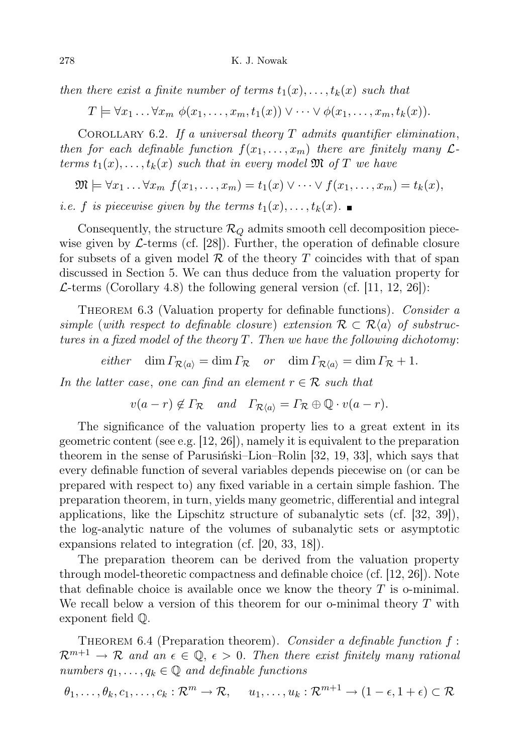*then there exist a finite number of terms $t_1(x), \ldots, t_k(x)$ such that*

$$T \models \forall x_1 \ldots \forall x_m \ \phi(x_1, \ldots, x_m, t_1(x)) \vee \cdots \vee \phi(x_1, \ldots, x_m, t_k(x)).$$

Corollary 6.2. *If a universal theory $T$ admits quantifier elimination, then for each definable function $f(x_1, \ldots, x_m)$ there are finitely many $\mathcal{L}$-terms $t_1(x), \ldots, t_k(x)$ such that in every model $\mathfrak{M}$ of $T$ we have*

$$\mathfrak{M} \models \forall x_1 \ldots \forall x_m \ f(x_1, \ldots, x_m) = t_1(x) \vee \cdots \vee f(x_1, \ldots, x_m) = t_k(x),$$

*i.e. $f$ is piecewise given by the terms $t_1(x), \ldots, t_k(x)$.* ∎

Consequently, the structure $\mathcal{R}_Q$ admits smooth cell decomposition piecewise given by $\mathcal{L}$-terms (cf. [28]). Further, the operation of definable closure for subsets of a given model $\mathcal{R}$ of the theory $T$ coincides with that of span discussed in Section 5. We can thus deduce from the valuation property for $\mathcal{L}$-terms (Corollary 4.8) the following general version (cf. [11, 12, 26]):

Theorem 6.3 (Valuation property for definable functions). *Consider a simple (with respect to definable closure) extension $\mathcal{R} \subset \mathcal{R}\langle a \rangle$ of substructures in a fixed model of the theory $T$. Then we have the following dichotomy:*

$$\text{either} \quad \dim \Gamma_{\mathcal{R}\langle a \rangle} = \dim \Gamma_{\mathcal{R}} \quad \text{or} \quad \dim \Gamma_{\mathcal{R}\langle a \rangle} = \dim \Gamma_{\mathcal{R}} + 1.$$

*In the latter case, one can find an element $r \in \mathcal{R}$ such that*

$$v(a - r) \notin \Gamma_{\mathcal{R}} \quad \text{and} \quad \Gamma_{\mathcal{R}\langle a \rangle} = \Gamma_{\mathcal{R}} \oplus \mathbb{Q} \cdot v(a - r).$$

The significance of the valuation property lies to a great extent in its geometric content (see e.g. [12, 26]), namely it is equivalent to the preparation theorem in the sense of Parusiński–Lion–Rolin [32, 19, 33], which says that every definable function of several variables depends piecewise on (or can be prepared with respect to) any fixed variable in a certain simple fashion. The preparation theorem, in turn, yields many geometric, differential and integral applications, like the Lipschitz structure of subanalytic sets (cf. [32, 39]), the log-analytic nature of the volumes of subanalytic sets or asymptotic expansions related to integration (cf. [20, 33, 18]).

The preparation theorem can be derived from the valuation property through model-theoretic compactness and definable choice (cf. [12, 26]). Note that definable choice is available once we know the theory $T$ is o-minimal. We recall below a version of this theorem for our o-minimal theory $T$ with exponent field $\mathbb{Q}$.

Theorem 6.4 (Preparation theorem). *Consider a definable function $f : \mathcal{R}^{m+1} \to \mathcal{R}$ and an $\epsilon \in \mathbb{Q}$, $\epsilon > 0$. Then there exist finitely many rational numbers $q_1, \ldots, q_k \in \mathbb{Q}$ and definable functions*

$$\theta_1, \ldots, \theta_k, c_1, \ldots, c_k : \mathcal{R}^m \to \mathcal{R}, \qquad u_1, \ldots, u_k : \mathcal{R}^{m+1} \to (1 - \epsilon, 1 + \epsilon) \subset \mathcal{R}$$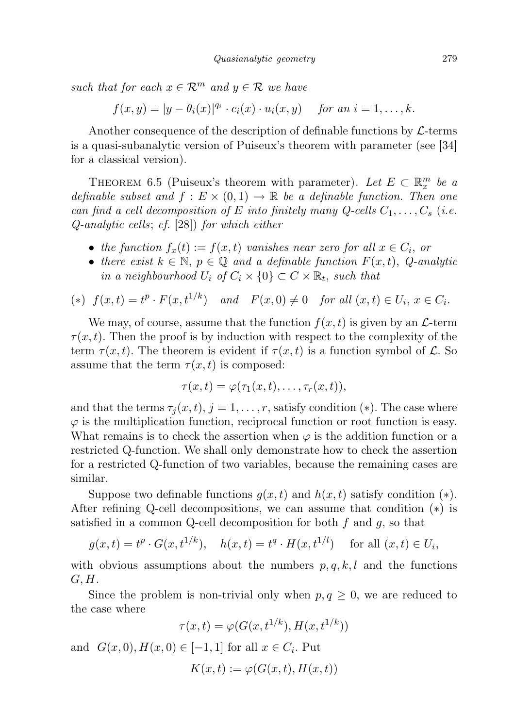*such that for each $x \in \mathcal{R}^m$ and $y \in \mathcal{R}$ we have*

$$f(x,y) = |y - \theta_i(x)|^{q_i} \cdot c_i(x) \cdot u_i(x,y) \quad \textit{for an } i = 1, \ldots, k.$$

Another consequence of the description of definable functions by $\mathcal{L}$-terms is a quasi-subanalytic version of Puiseux's theorem with parameter (see [34] for a classical version).

THEOREM 6.5 (Puiseux's theorem with parameter). *Let $E \subset \mathbb{R}^m_x$ be a definable subset and $f : E \times (0,1) \to \mathbb{R}$ be a definable function. Then one can find a cell decomposition of $E$ into finitely many Q-cells $C_1, \ldots, C_s$ (i.e. Q-analytic cells; cf. [28]) for which either*

- *the function $f_x(t) := f(x,t)$ vanishes near zero for all $x \in C_i$, or*
- *there exist $k \in \mathbb{N}$, $p \in \mathbb{Q}$ and a definable function $F(x,t)$, Q-analytic in a neighbourhood $U_i$ of $C_i \times \{0\} \subset C \times \mathbb{R}_t$, such that*

$$(*)\quad f(x,t) = t^p \cdot F(x, t^{1/k}) \quad \textit{and} \quad F(x,0) \neq 0 \quad \textit{for all } (x,t) \in U_i,\ x \in C_i.$$

We may, of course, assume that the function $f(x,t)$ is given by an $\mathcal{L}$-term $\tau(x,t)$. Then the proof is by induction with respect to the complexity of the term $\tau(x,t)$. The theorem is evident if $\tau(x,t)$ is a function symbol of $\mathcal{L}$. So assume that the term $\tau(x,t)$ is composed:

$$\tau(x,t) = \varphi(\tau_1(x,t), \ldots, \tau_r(x,t)),$$

and that the terms $\tau_j(x,t)$, $j = 1, \ldots, r$, satisfy condition $(*)$. The case where $\varphi$ is the multiplication function, reciprocal function or root function is easy. What remains is to check the assertion when $\varphi$ is the addition function or a restricted Q-function. We shall only demonstrate how to check the assertion for a restricted Q-function of two variables, because the remaining cases are similar.

Suppose two definable functions $g(x,t)$ and $h(x,t)$ satisfy condition $(*)$. After refining Q-cell decompositions, we can assume that condition $(*)$ is satisfied in a common Q-cell decomposition for both $f$ and $g$, so that

$$g(x,t) = t^p \cdot G(x, t^{1/k}), \quad h(x,t) = t^q \cdot H(x, t^{1/l}) \quad \text{for all } (x,t) \in U_i,$$

with obvious assumptions about the numbers $p, q, k, l$ and the functions $G, H$.

Since the problem is non-trivial only when $p, q \geq 0$, we are reduced to the case where

$$\tau(x,t) = \varphi(G(x, t^{1/k}), H(x, t^{1/k}))$$

and $G(x,0), H(x,0) \in [-1,1]$ for all $x \in C_i$. Put

$$K(x,t) := \varphi(G(x,t), H(x,t))$$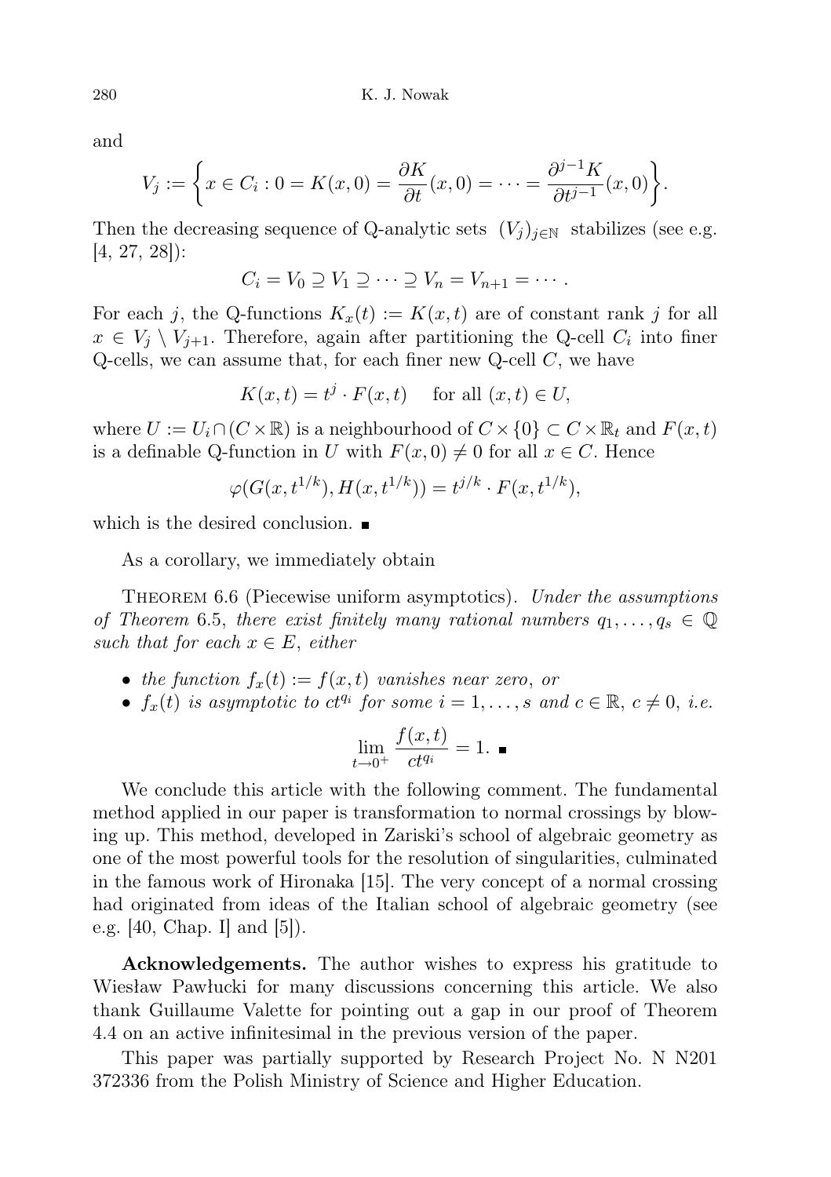and

$$V_j := \left\{ x \in C_i : 0 = K(x,0) = \frac{\partial K}{\partial t}(x,0) = \cdots = \frac{\partial^{j-1} K}{\partial t^{j-1}}(x,0) \right\}.$$

Then the decreasing sequence of Q-analytic sets $(V_j)_{j\in\mathbb{N}}$ stabilizes (see e.g. [4, 27, 28]):

$$C_i = V_0 \supseteq V_1 \supseteq \cdots \supseteq V_n = V_{n+1} = \cdots .$$

For each $j$, the Q-functions $K_x(t) := K(x,t)$ are of constant rank $j$ for all $x \in V_j \setminus V_{j+1}$. Therefore, again after partitioning the Q-cell $C_i$ into finer Q-cells, we can assume that, for each finer new Q-cell $C$, we have

$$K(x,t) = t^j \cdot F(x,t) \quad \text{ for all } (x,t) \in U,$$

where $U := U_i \cap (C \times \mathbb{R})$ is a neighbourhood of $C \times \{0\} \subset C \times \mathbb{R}_t$ and $F(x,t)$ is a definable Q-function in $U$ with $F(x,0) \neq 0$ for all $x \in C$. Hence

$$\varphi(G(x,t^{1/k}), H(x,t^{1/k})) = t^{j/k} \cdot F(x,t^{1/k}),$$

which is the desired conclusion. ∎

As a corollary, we immediately obtain

Theorem 6.6 (Piecewise uniform asymptotics). *Under the assumptions of Theorem 6.5, there exist finitely many rational numbers $q_1, \ldots, q_s \in \mathbb{Q}$ such that for each $x \in E$, either*

- *the function $f_x(t) := f(x,t)$ vanishes near zero, or*
- *$f_x(t)$ is asymptotic to $ct^{q_i}$ for some $i = 1, \ldots, s$ and $c \in \mathbb{R}$, $c \neq 0$, i.e.*

$$\lim_{t\to 0^+} \frac{f(x,t)}{ct^{q_i}} = 1. \ ∎$$

We conclude this article with the following comment. The fundamental method applied in our paper is transformation to normal crossings by blowing up. This method, developed in Zariski's school of algebraic geometry as one of the most powerful tools for the resolution of singularities, culminated in the famous work of Hironaka [15]. The very concept of a normal crossing had originated from ideas of the Italian school of algebraic geometry (see e.g. [40, Chap. I] and [5]).

**Acknowledgements.** The author wishes to express his gratitude to Wiesław Pawłucki for many discussions concerning this article. We also thank Guillaume Valette for pointing out a gap in our proof of Theorem 4.4 on an active infinitesimal in the previous version of the paper.

This paper was partially supported by Research Project No. N N201 372336 from the Polish Ministry of Science and Higher Education.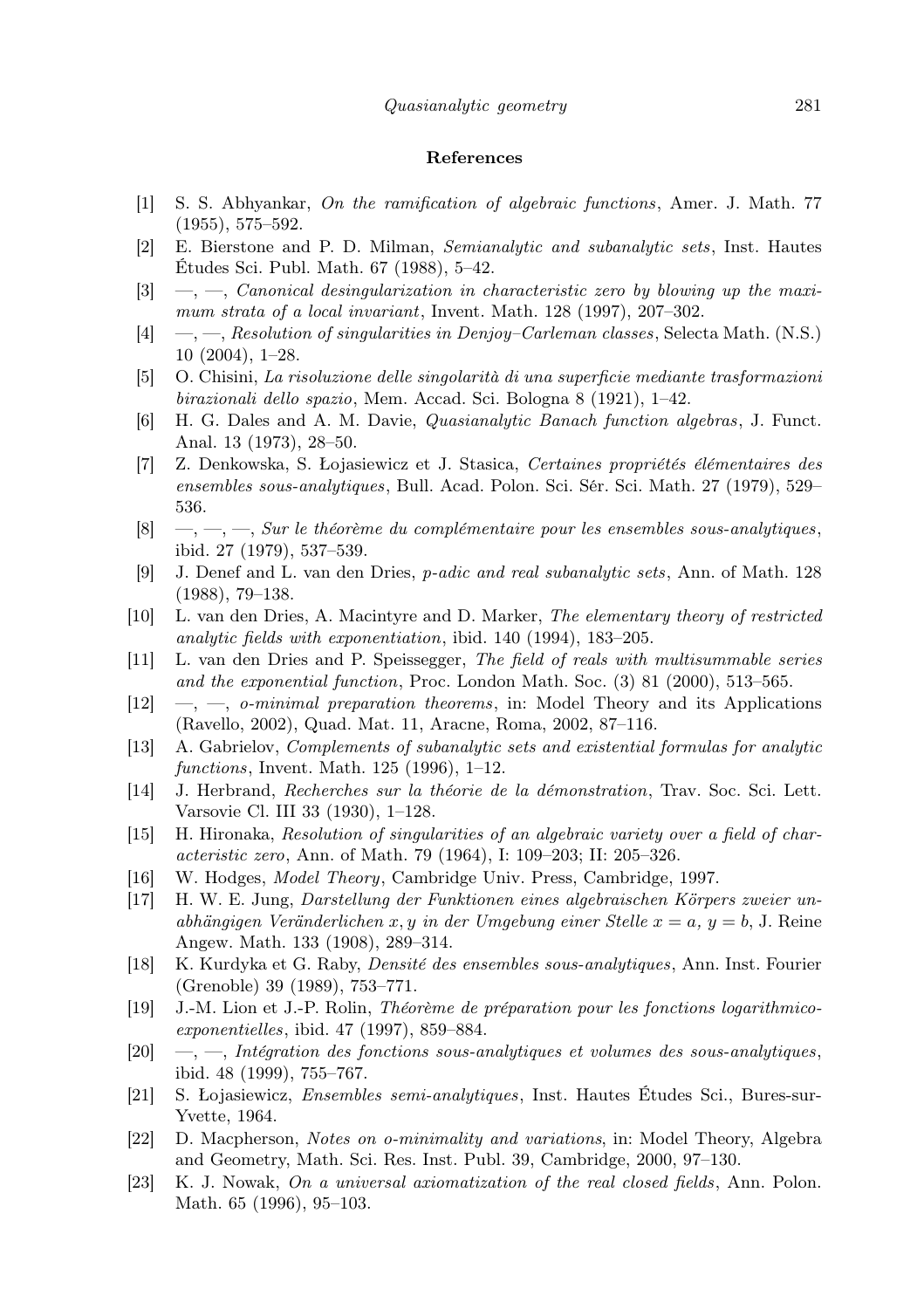## References

[1] S. S. Abhyankar, *On the ramification of algebraic functions*, Amer. J. Math. 77 (1955), 575–592.

[2] E. Bierstone and P. D. Milman, *Semianalytic and subanalytic sets*, Inst. Hautes Études Sci. Publ. Math. 67 (1988), 5–42.

[3] —, —, *Canonical desingularization in characteristic zero by blowing up the maximum strata of a local invariant*, Invent. Math. 128 (1997), 207–302.

[4] —, —, *Resolution of singularities in Denjoy–Carleman classes*, Selecta Math. (N.S.) 10 (2004), 1–28.

[5] O. Chisini, *La risoluzione delle singolarità di una superficie mediante trasformazioni birazionali dello spazio*, Mem. Accad. Sci. Bologna 8 (1921), 1–42.

[6] H. G. Dales and A. M. Davie, *Quasianalytic Banach function algebras*, J. Funct. Anal. 13 (1973), 28–50.

[7] Z. Denkowska, S. Łojasiewicz et J. Stasica, *Certaines propriétés élémentaires des ensembles sous-analytiques*, Bull. Acad. Polon. Sci. Sér. Sci. Math. 27 (1979), 529–536.

[8] —, —, —, *Sur le théorème du complémentaire pour les ensembles sous-analytiques*, ibid. 27 (1979), 537–539.

[9] J. Denef and L. van den Dries, *p-adic and real subanalytic sets*, Ann. of Math. 128 (1988), 79–138.

[10] L. van den Dries, A. Macintyre and D. Marker, *The elementary theory of restricted analytic fields with exponentiation*, ibid. 140 (1994), 183–205.

[11] L. van den Dries and P. Speissegger, *The field of reals with multisummable series and the exponential function*, Proc. London Math. Soc. (3) 81 (2000), 513–565.

[12] —, —, *o-minimal preparation theorems*, in: Model Theory and its Applications (Ravello, 2002), Quad. Mat. 11, Aracne, Roma, 2002, 87–116.

[13] A. Gabrielov, *Complements of subanalytic sets and existential formulas for analytic functions*, Invent. Math. 125 (1996), 1–12.

[14] J. Herbrand, *Recherches sur la théorie de la démonstration*, Trav. Soc. Sci. Lett. Varsovie Cl. III 33 (1930), 1–128.

[15] H. Hironaka, *Resolution of singularities of an algebraic variety over a field of characteristic zero*, Ann. of Math. 79 (1964), I: 109–203; II: 205–326.

[16] W. Hodges, *Model Theory*, Cambridge Univ. Press, Cambridge, 1997.

[17] H. W. E. Jung, *Darstellung der Funktionen eines algebraischen Körpers zweier unabhängigen Veränderlichen $x, y$ in der Umgebung einer Stelle $x = a$, $y = b$*, J. Reine Angew. Math. 133 (1908), 289–314.

[18] K. Kurdyka et G. Raby, *Densité des ensembles sous-analytiques*, Ann. Inst. Fourier (Grenoble) 39 (1989), 753–771.

[19] J.-M. Lion et J.-P. Rolin, *Théorème de préparation pour les fonctions logarithmico-exponentielles*, ibid. 47 (1997), 859–884.

[20] —, —, *Intégration des fonctions sous-analytiques et volumes des sous-analytiques*, ibid. 48 (1999), 755–767.

[21] S. Łojasiewicz, *Ensembles semi-analytiques*, Inst. Hautes Études Sci., Bures-sur-Yvette, 1964.

[22] D. Macpherson, *Notes on o-minimality and variations*, in: Model Theory, Algebra and Geometry, Math. Sci. Res. Inst. Publ. 39, Cambridge, 2000, 97–130.

[23] K. J. Nowak, *On a universal axiomatization of the real closed fields*, Ann. Polon. Math. 65 (1996), 95–103.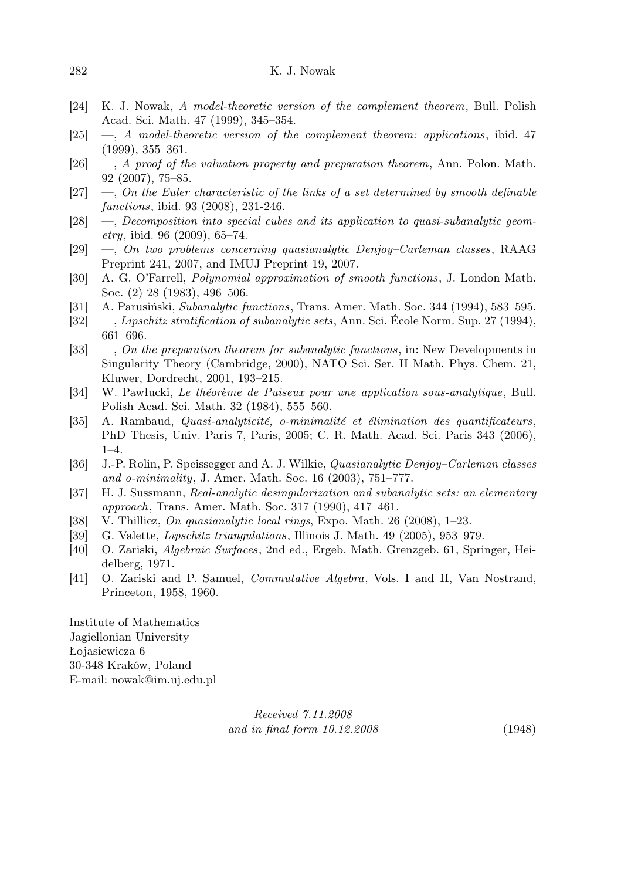[24] K. J. Nowak, *A model-theoretic version of the complement theorem*, Bull. Polish Acad. Sci. Math. 47 (1999), 345–354.

[25] —, *A model-theoretic version of the complement theorem: applications*, ibid. 47 (1999), 355–361.

[26] —, *A proof of the valuation property and preparation theorem*, Ann. Polon. Math. 92 (2007), 75–85.

[27] —, *On the Euler characteristic of the links of a set determined by smooth definable functions*, ibid. 93 (2008), 231-246.

[28] —, *Decomposition into special cubes and its application to quasi-subanalytic geometry*, ibid. 96 (2009), 65–74.

[29] —, *On two problems concerning quasianalytic Denjoy–Carleman classes*, RAAG Preprint 241, 2007, and IMUJ Preprint 19, 2007.

[30] A. G. O'Farrell, *Polynomial approximation of smooth functions*, J. London Math. Soc. (2) 28 (1983), 496–506.

[31] A. Parusiński, *Subanalytic functions*, Trans. Amer. Math. Soc. 344 (1994), 583–595.

[32] —, *Lipschitz stratification of subanalytic sets*, Ann. Sci. École Norm. Sup. 27 (1994), 661–696.

[33] —, *On the preparation theorem for subanalytic functions*, in: New Developments in Singularity Theory (Cambridge, 2000), NATO Sci. Ser. II Math. Phys. Chem. 21, Kluwer, Dordrecht, 2001, 193–215.

[34] W. Pawłucki, *Le théorème de Puiseux pour une application sous-analytique*, Bull. Polish Acad. Sci. Math. 32 (1984), 555–560.

[35] A. Rambaud, *Quasi-analyticité, o-minimalité et élimination des quantificateurs*, PhD Thesis, Univ. Paris 7, Paris, 2005; C. R. Math. Acad. Sci. Paris 343 (2006), 1–4.

[36] J.-P. Rolin, P. Speissegger and A. J. Wilkie, *Quasianalytic Denjoy–Carleman classes and o-minimality*, J. Amer. Math. Soc. 16 (2003), 751–777.

[37] H. J. Sussmann, *Real-analytic desingularization and subanalytic sets: an elementary approach*, Trans. Amer. Math. Soc. 317 (1990), 417–461.

[38] V. Thilliez, *On quasianalytic local rings*, Expo. Math. 26 (2008), 1–23.

[39] G. Valette, *Lipschitz triangulations*, Illinois J. Math. 49 (2005), 953–979.

[40] O. Zariski, *Algebraic Surfaces*, 2nd ed., Ergeb. Math. Grenzgeb. 61, Springer, Heidelberg, 1971.

[41] O. Zariski and P. Samuel, *Commutative Algebra*, Vols. I and II, Van Nostrand, Princeton, 1958, 1960.

Institute of Mathematics
Jagiellonian University
Łojasiewicza 6
30-348 Kraków, Poland
E-mail: nowak@im.uj.edu.pl

*Received 7.11.2008*
*and in final form 10.12.2008* (1948)